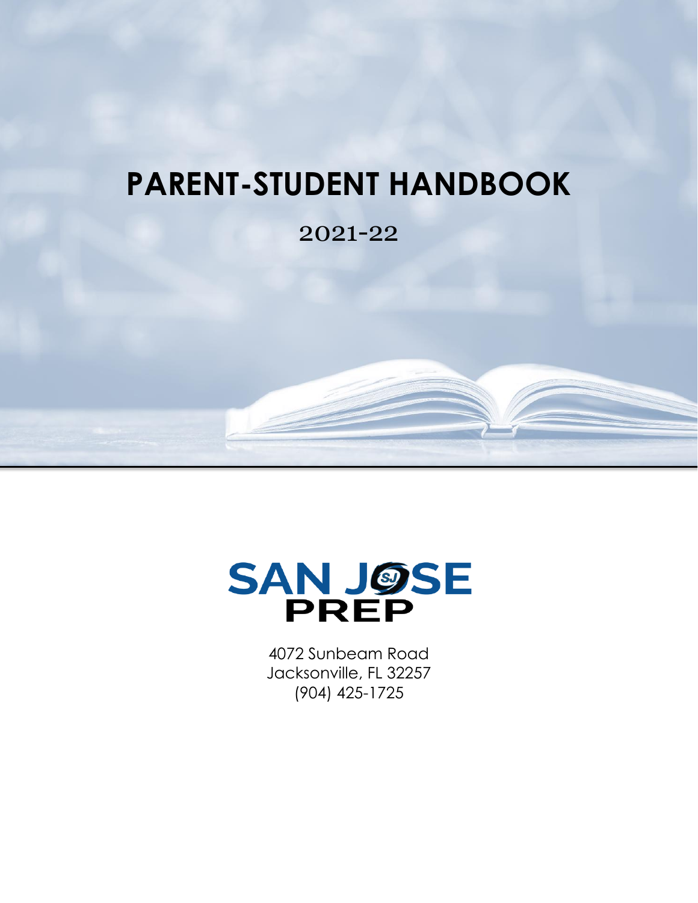# PARENT-STUDENT HANDBOOK

2021-22

SAN JOSE PREP

4072 Sunbeam Road
Jacksonville, FL 32257
(904) 425-1725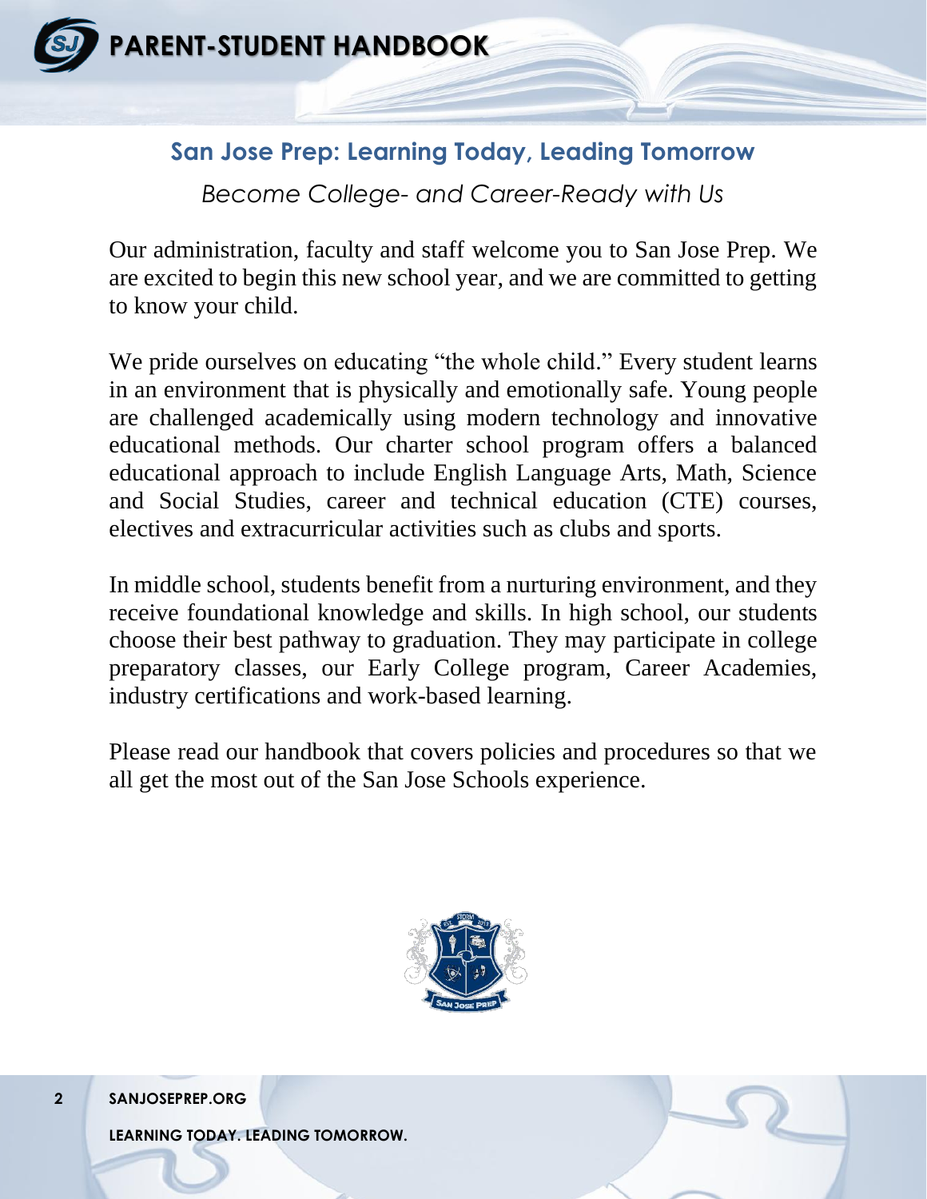## San Jose Prep: Learning Today, Leading Tomorrow

*Become College- and Career-Ready with Us*

Our administration, faculty and staff welcome you to San Jose Prep. We are excited to begin this new school year, and we are committed to getting to know your child.

We pride ourselves on educating "the whole child." Every student learns in an environment that is physically and emotionally safe. Young people are challenged academically using modern technology and innovative educational methods. Our charter school program offers a balanced educational approach to include English Language Arts, Math, Science and Social Studies, career and technical education (CTE) courses, electives and extracurricular activities such as clubs and sports.

In middle school, students benefit from a nurturing environment, and they receive foundational knowledge and skills. In high school, our students choose their best pathway to graduation. They may participate in college preparatory classes, our Early College program, Career Academies, industry certifications and work-based learning.

Please read our handbook that covers policies and procedures so that we all get the most out of the San Jose Schools experience.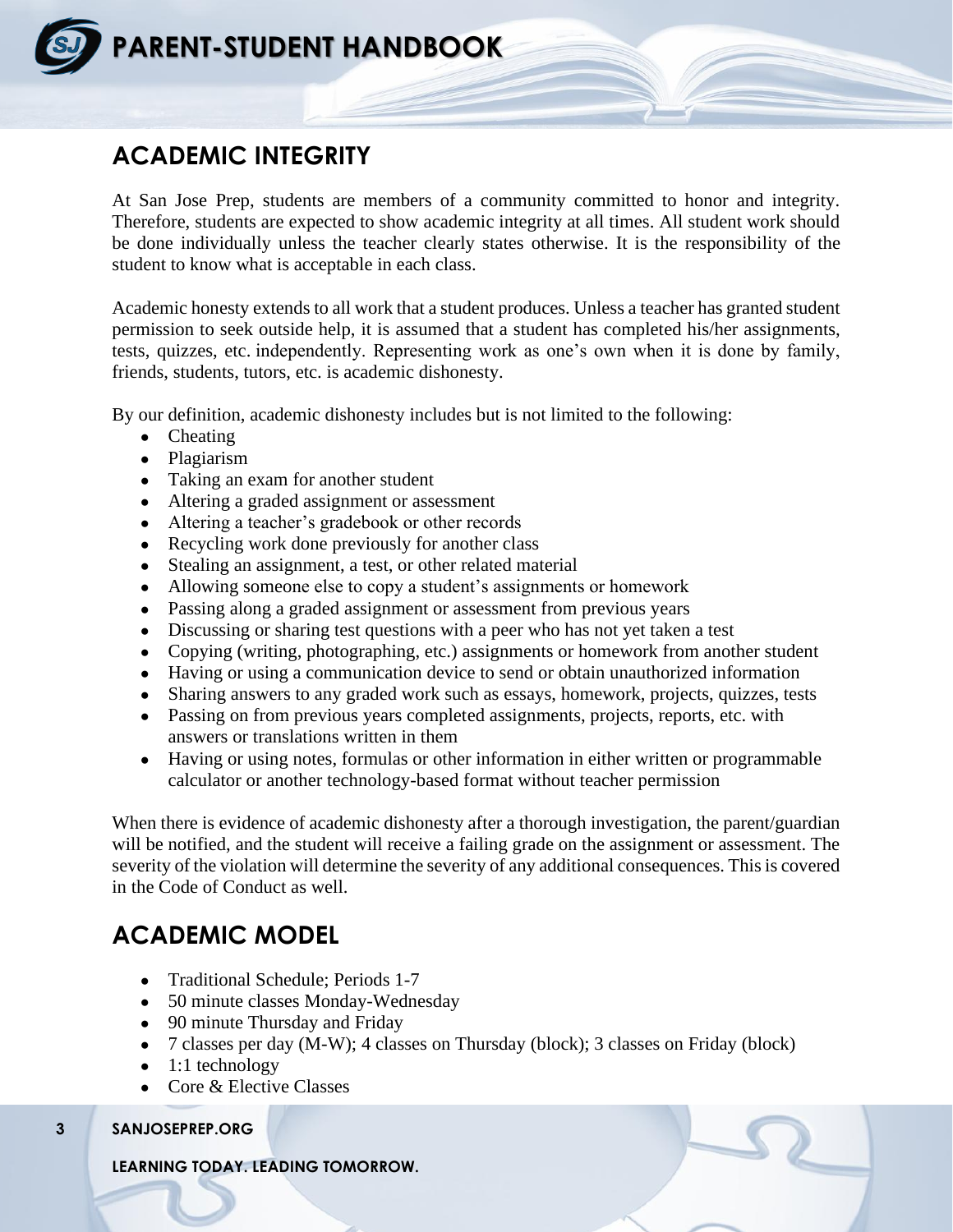## ACADEMIC INTEGRITY

At San Jose Prep, students are members of a community committed to honor and integrity. Therefore, students are expected to show academic integrity at all times. All student work should be done individually unless the teacher clearly states otherwise. It is the responsibility of the student to know what is acceptable in each class.

Academic honesty extends to all work that a student produces. Unless a teacher has granted student permission to seek outside help, it is assumed that a student has completed his/her assignments, tests, quizzes, etc. independently. Representing work as one's own when it is done by family, friends, students, tutors, etc. is academic dishonesty.

By our definition, academic dishonesty includes but is not limited to the following:

- Cheating
- Plagiarism
- Taking an exam for another student
- Altering a graded assignment or assessment
- Altering a teacher's gradebook or other records
- Recycling work done previously for another class
- Stealing an assignment, a test, or other related material
- Allowing someone else to copy a student's assignments or homework
- Passing along a graded assignment or assessment from previous years
- Discussing or sharing test questions with a peer who has not yet taken a test
- Copying (writing, photographing, etc.) assignments or homework from another student
- Having or using a communication device to send or obtain unauthorized information
- Sharing answers to any graded work such as essays, homework, projects, quizzes, tests
- Passing on from previous years completed assignments, projects, reports, etc. with answers or translations written in them
- Having or using notes, formulas or other information in either written or programmable calculator or another technology-based format without teacher permission

When there is evidence of academic dishonesty after a thorough investigation, the parent/guardian will be notified, and the student will receive a failing grade on the assignment or assessment. The severity of the violation will determine the severity of any additional consequences. This is covered in the Code of Conduct as well.

## ACADEMIC MODEL

- Traditional Schedule; Periods 1-7
- 50 minute classes Monday-Wednesday
- 90 minute Thursday and Friday
- 7 classes per day (M-W); 4 classes on Thursday (block); 3 classes on Friday (block)
- 1:1 technology
- Core & Elective Classes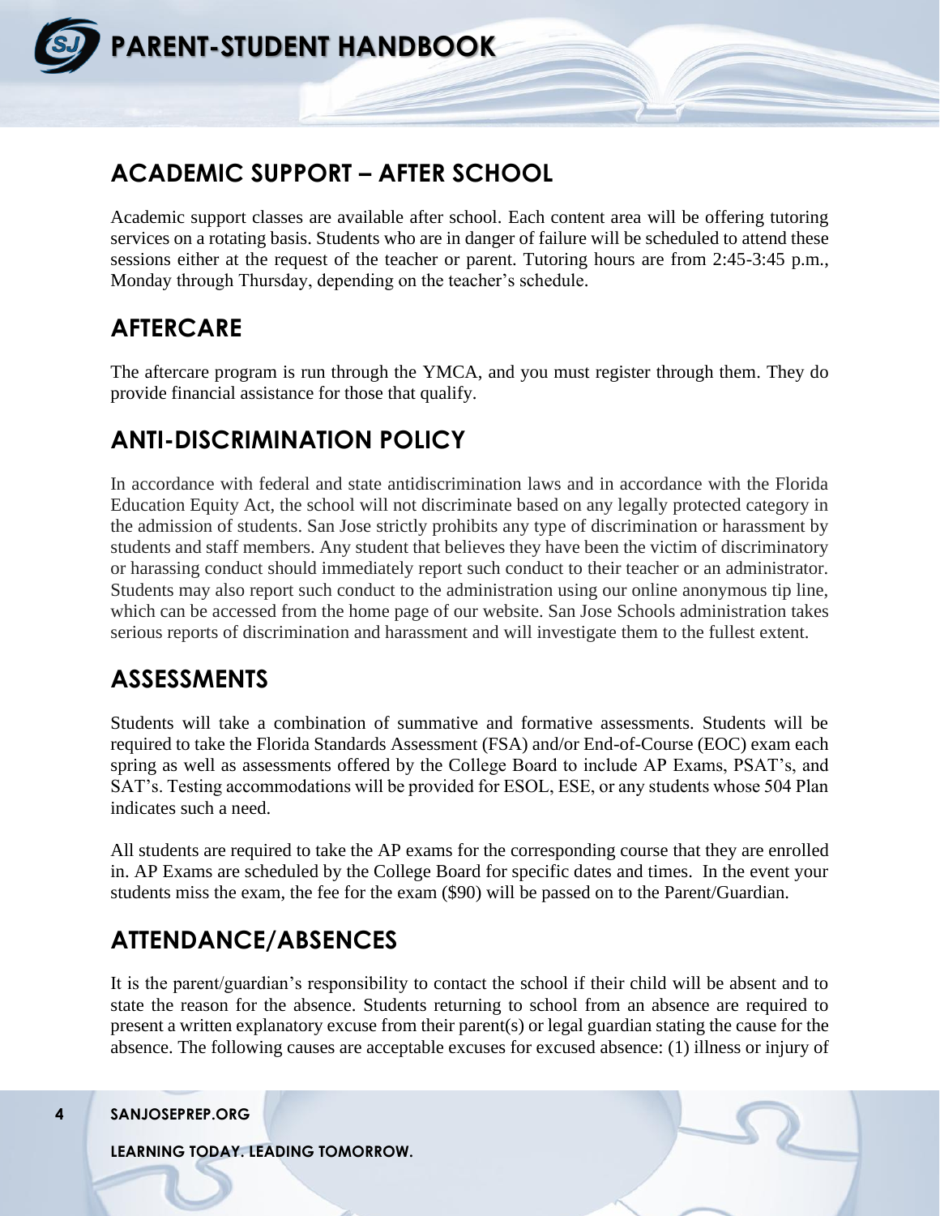## ACADEMIC SUPPORT – AFTER SCHOOL

Academic support classes are available after school. Each content area will be offering tutoring services on a rotating basis. Students who are in danger of failure will be scheduled to attend these sessions either at the request of the teacher or parent. Tutoring hours are from 2:45-3:45 p.m., Monday through Thursday, depending on the teacher's schedule.

## AFTERCARE

The aftercare program is run through the YMCA, and you must register through them. They do provide financial assistance for those that qualify.

## ANTI-DISCRIMINATION POLICY

In accordance with federal and state antidiscrimination laws and in accordance with the Florida Education Equity Act, the school will not discriminate based on any legally protected category in the admission of students. San Jose strictly prohibits any type of discrimination or harassment by students and staff members. Any student that believes they have been the victim of discriminatory or harassing conduct should immediately report such conduct to their teacher or an administrator. Students may also report such conduct to the administration using our online anonymous tip line, which can be accessed from the home page of our website. San Jose Schools administration takes serious reports of discrimination and harassment and will investigate them to the fullest extent.

## ASSESSMENTS

Students will take a combination of summative and formative assessments. Students will be required to take the Florida Standards Assessment (FSA) and/or End-of-Course (EOC) exam each spring as well as assessments offered by the College Board to include AP Exams, PSAT's, and SAT's. Testing accommodations will be provided for ESOL, ESE, or any students whose 504 Plan indicates such a need.

All students are required to take the AP exams for the corresponding course that they are enrolled in. AP Exams are scheduled by the College Board for specific dates and times. In the event your students miss the exam, the fee for the exam ($90) will be passed on to the Parent/Guardian.

## ATTENDANCE/ABSENCES

It is the parent/guardian's responsibility to contact the school if their child will be absent and to state the reason for the absence. Students returning to school from an absence are required to present a written explanatory excuse from their parent(s) or legal guardian stating the cause for the absence. The following causes are acceptable excuses for excused absence: (1) illness or injury of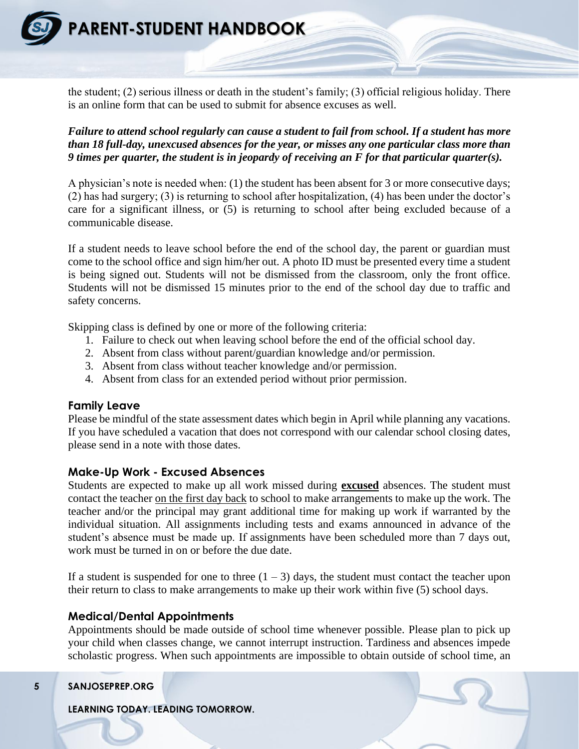the student; (2) serious illness or death in the student's family; (3) official religious holiday. There is an online form that can be used to submit for absence excuses as well.

***Failure to attend school regularly can cause a student to fail from school. If a student has more than 18 full-day, unexcused absences for the year, or misses any one particular class more than 9 times per quarter, the student is in jeopardy of receiving an F for that particular quarter(s).***

A physician's note is needed when: (1) the student has been absent for 3 or more consecutive days; (2) has had surgery; (3) is returning to school after hospitalization, (4) has been under the doctor's care for a significant illness, or (5) is returning to school after being excluded because of a communicable disease.

If a student needs to leave school before the end of the school day, the parent or guardian must come to the school office and sign him/her out. A photo ID must be presented every time a student is being signed out. Students will not be dismissed from the classroom, only the front office. Students will not be dismissed 15 minutes prior to the end of the school day due to traffic and safety concerns.

Skipping class is defined by one or more of the following criteria:

1. Failure to check out when leaving school before the end of the official school day.
2. Absent from class without parent/guardian knowledge and/or permission.
3. Absent from class without teacher knowledge and/or permission.
4. Absent from class for an extended period without prior permission.

### Family Leave

Please be mindful of the state assessment dates which begin in April while planning any vacations. If you have scheduled a vacation that does not correspond with our calendar school closing dates, please send in a note with those dates.

### Make-Up Work - Excused Absences

Students are expected to make up all work missed during **excused** absences. The student must contact the teacher on the first day back to school to make arrangements to make up the work. The teacher and/or the principal may grant additional time for making up work if warranted by the individual situation. All assignments including tests and exams announced in advance of the student's absence must be made up. If assignments have been scheduled more than 7 days out, work must be turned in on or before the due date.

If a student is suspended for one to three (1 – 3) days, the student must contact the teacher upon their return to class to make arrangements to make up their work within five (5) school days.

### Medical/Dental Appointments

Appointments should be made outside of school time whenever possible. Please plan to pick up your child when classes change, we cannot interrupt instruction. Tardiness and absences impede scholastic progress. When such appointments are impossible to obtain outside of school time, an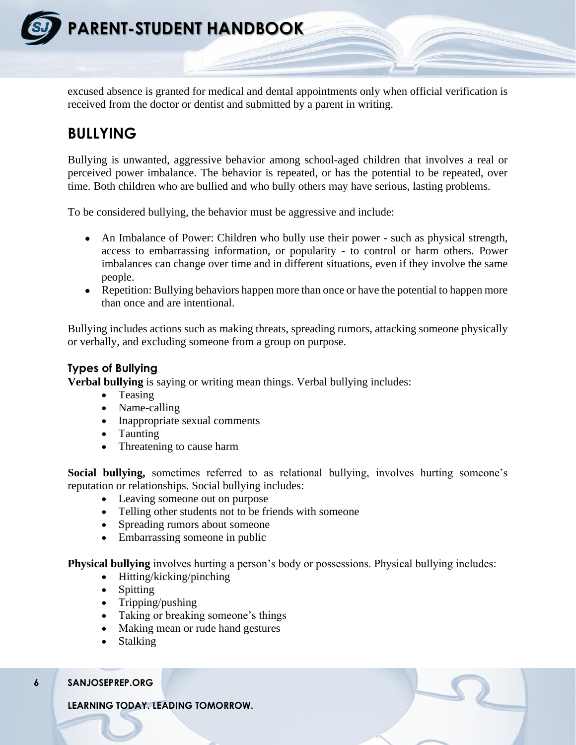excused absence is granted for medical and dental appointments only when official verification is received from the doctor or dentist and submitted by a parent in writing.

## BULLYING

Bullying is unwanted, aggressive behavior among school-aged children that involves a real or perceived power imbalance. The behavior is repeated, or has the potential to be repeated, over time. Both children who are bullied and who bully others may have serious, lasting problems.

To be considered bullying, the behavior must be aggressive and include:

- An Imbalance of Power: Children who bully use their power - such as physical strength, access to embarrassing information, or popularity - to control or harm others. Power imbalances can change over time and in different situations, even if they involve the same people.
- Repetition: Bullying behaviors happen more than once or have the potential to happen more than once and are intentional.

Bullying includes actions such as making threats, spreading rumors, attacking someone physically or verbally, and excluding someone from a group on purpose.

### Types of Bullying

**Verbal bullying** is saying or writing mean things. Verbal bullying includes:

- Teasing
- Name-calling
- Inappropriate sexual comments
- Taunting
- Threatening to cause harm

**Social bullying,** sometimes referred to as relational bullying, involves hurting someone's reputation or relationships. Social bullying includes:

- Leaving someone out on purpose
- Telling other students not to be friends with someone
- Spreading rumors about someone
- Embarrassing someone in public

**Physical bullying** involves hurting a person's body or possessions. Physical bullying includes:

- Hitting/kicking/pinching
- Spitting
- Tripping/pushing
- Taking or breaking someone's things
- Making mean or rude hand gestures
- Stalking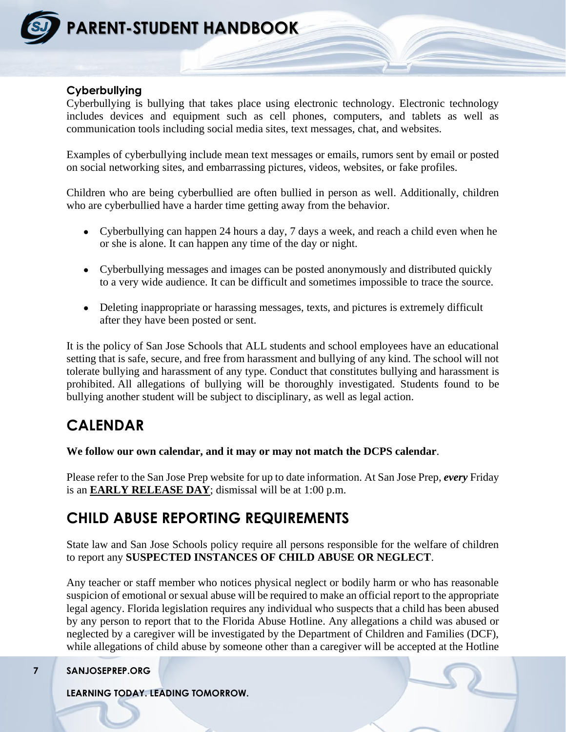### Cyberbullying

Cyberbullying is bullying that takes place using electronic technology. Electronic technology includes devices and equipment such as cell phones, computers, and tablets as well as communication tools including social media sites, text messages, chat, and websites.

Examples of cyberbullying include mean text messages or emails, rumors sent by email or posted on social networking sites, and embarrassing pictures, videos, websites, or fake profiles.

Children who are being cyberbullied are often bullied in person as well. Additionally, children who are cyberbullied have a harder time getting away from the behavior.

- Cyberbullying can happen 24 hours a day, 7 days a week, and reach a child even when he or she is alone. It can happen any time of the day or night.
- Cyberbullying messages and images can be posted anonymously and distributed quickly to a very wide audience. It can be difficult and sometimes impossible to trace the source.
- Deleting inappropriate or harassing messages, texts, and pictures is extremely difficult after they have been posted or sent.

It is the policy of San Jose Schools that ALL students and school employees have an educational setting that is safe, secure, and free from harassment and bullying of any kind. The school will not tolerate bullying and harassment of any type. Conduct that constitutes bullying and harassment is prohibited. All allegations of bullying will be thoroughly investigated. Students found to be bullying another student will be subject to disciplinary, as well as legal action.

## CALENDAR

**We follow our own calendar, and it may or may not match the DCPS calendar**.

Please refer to the San Jose Prep website for up to date information. At San Jose Prep, ***every*** Friday is an **<u>EARLY RELEASE DAY</u>**; dismissal will be at 1:00 p.m.

## CHILD ABUSE REPORTING REQUIREMENTS

State law and San Jose Schools policy require all persons responsible for the welfare of children to report any **SUSPECTED INSTANCES OF CHILD ABUSE OR NEGLECT**.

Any teacher or staff member who notices physical neglect or bodily harm or who has reasonable suspicion of emotional or sexual abuse will be required to make an official report to the appropriate legal agency. Florida legislation requires any individual who suspects that a child has been abused by any person to report that to the Florida Abuse Hotline. Any allegations a child was abused or neglected by a caregiver will be investigated by the Department of Children and Families (DCF), while allegations of child abuse by someone other than a caregiver will be accepted at the Hotline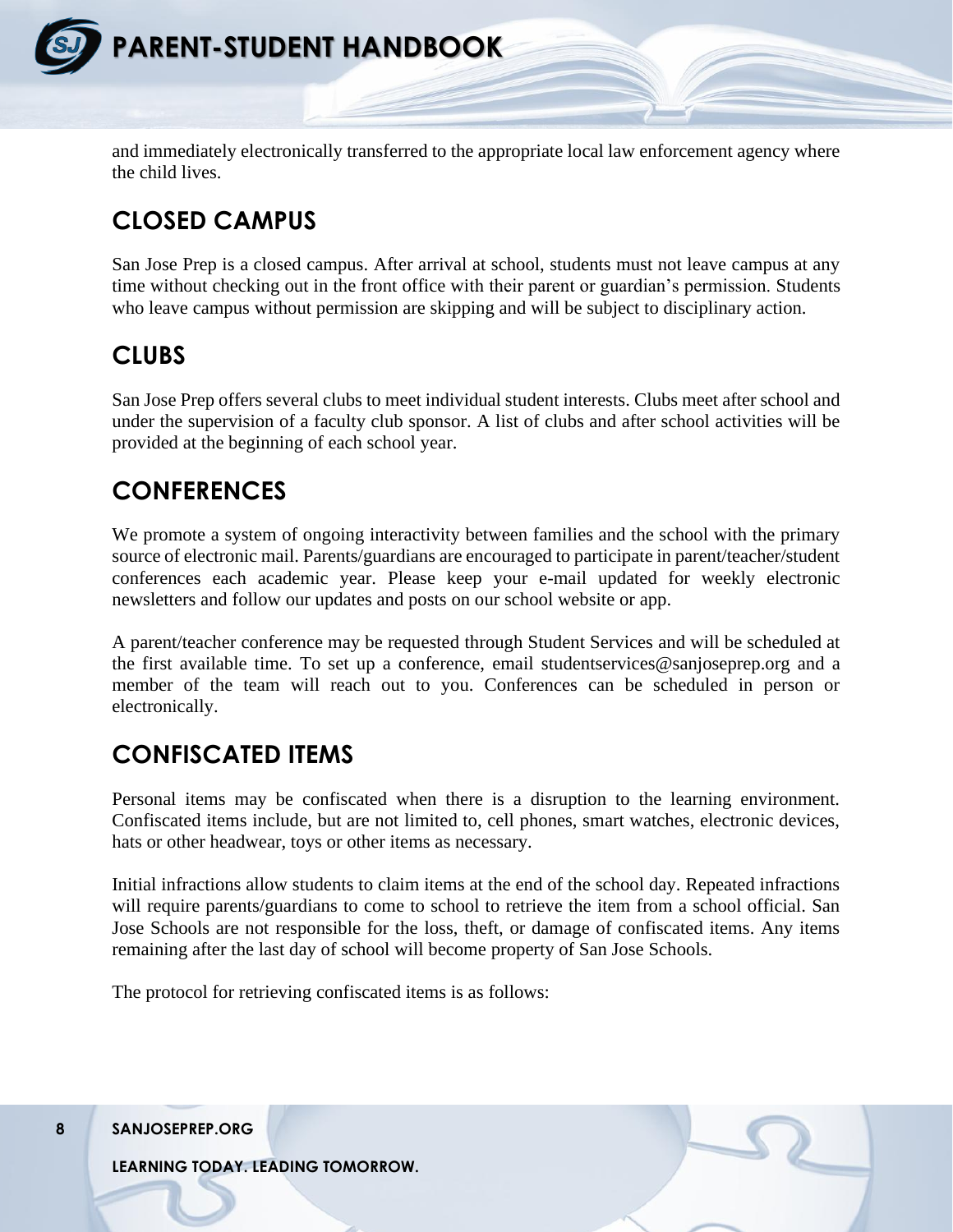and immediately electronically transferred to the appropriate local law enforcement agency where the child lives.

## CLOSED CAMPUS

San Jose Prep is a closed campus. After arrival at school, students must not leave campus at any time without checking out in the front office with their parent or guardian's permission. Students who leave campus without permission are skipping and will be subject to disciplinary action.

## CLUBS

San Jose Prep offers several clubs to meet individual student interests. Clubs meet after school and under the supervision of a faculty club sponsor. A list of clubs and after school activities will be provided at the beginning of each school year.

## CONFERENCES

We promote a system of ongoing interactivity between families and the school with the primary source of electronic mail. Parents/guardians are encouraged to participate in parent/teacher/student conferences each academic year. Please keep your e-mail updated for weekly electronic newsletters and follow our updates and posts on our school website or app.

A parent/teacher conference may be requested through Student Services and will be scheduled at the first available time. To set up a conference, email studentservices@sanjoseprep.org and a member of the team will reach out to you. Conferences can be scheduled in person or electronically.

## CONFISCATED ITEMS

Personal items may be confiscated when there is a disruption to the learning environment. Confiscated items include, but are not limited to, cell phones, smart watches, electronic devices, hats or other headwear, toys or other items as necessary.

Initial infractions allow students to claim items at the end of the school day. Repeated infractions will require parents/guardians to come to school to retrieve the item from a school official. San Jose Schools are not responsible for the loss, theft, or damage of confiscated items. Any items remaining after the last day of school will become property of San Jose Schools.

The protocol for retrieving confiscated items is as follows: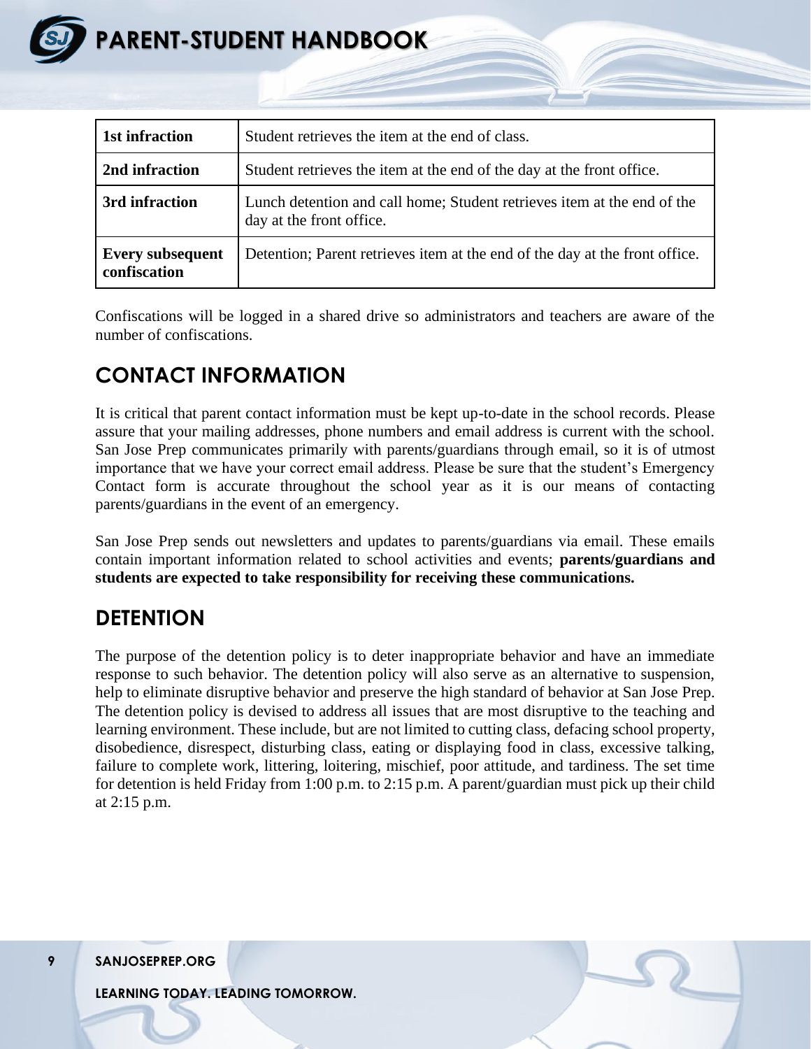| 1st infraction | Student retrieves the item at the end of class. |
|---|---|
| 2nd infraction | Student retrieves the item at the end of the day at the front office. |
| 3rd infraction | Lunch detention and call home; Student retrieves item at the end of the day at the front office. |
| Every subsequent confiscation | Detention; Parent retrieves item at the end of the day at the front office. |

Confiscations will be logged in a shared drive so administrators and teachers are aware of the number of confiscations.

## CONTACT INFORMATION

It is critical that parent contact information must be kept up-to-date in the school records. Please assure that your mailing addresses, phone numbers and email address is current with the school. San Jose Prep communicates primarily with parents/guardians through email, so it is of utmost importance that we have your correct email address. Please be sure that the student's Emergency Contact form is accurate throughout the school year as it is our means of contacting parents/guardians in the event of an emergency.

San Jose Prep sends out newsletters and updates to parents/guardians via email. These emails contain important information related to school activities and events; **parents/guardians and students are expected to take responsibility for receiving these communications.**

## DETENTION

The purpose of the detention policy is to deter inappropriate behavior and have an immediate response to such behavior. The detention policy will also serve as an alternative to suspension, help to eliminate disruptive behavior and preserve the high standard of behavior at San Jose Prep. The detention policy is devised to address all issues that are most disruptive to the teaching and learning environment. These include, but are not limited to cutting class, defacing school property, disobedience, disrespect, disturbing class, eating or displaying food in class, excessive talking, failure to complete work, littering, loitering, mischief, poor attitude, and tardiness. The set time for detention is held Friday from 1:00 p.m. to 2:15 p.m. A parent/guardian must pick up their child at 2:15 p.m.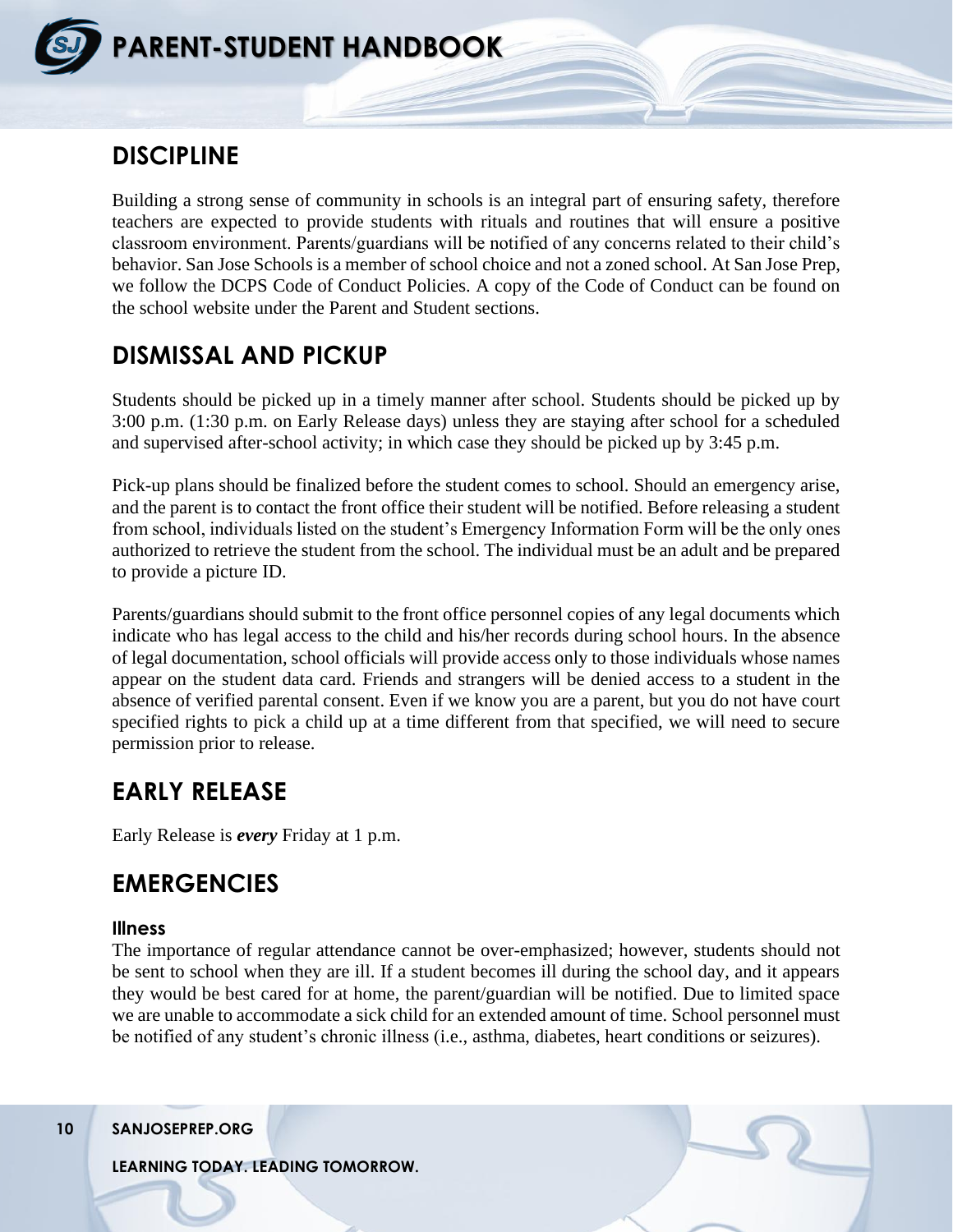## DISCIPLINE

Building a strong sense of community in schools is an integral part of ensuring safety, therefore teachers are expected to provide students with rituals and routines that will ensure a positive classroom environment. Parents/guardians will be notified of any concerns related to their child's behavior. San Jose Schools is a member of school choice and not a zoned school. At San Jose Prep, we follow the DCPS Code of Conduct Policies. A copy of the Code of Conduct can be found on the school website under the Parent and Student sections.

## DISMISSAL AND PICKUP

Students should be picked up in a timely manner after school. Students should be picked up by 3:00 p.m. (1:30 p.m. on Early Release days) unless they are staying after school for a scheduled and supervised after-school activity; in which case they should be picked up by 3:45 p.m.

Pick-up plans should be finalized before the student comes to school. Should an emergency arise, and the parent is to contact the front office their student will be notified. Before releasing a student from school, individuals listed on the student's Emergency Information Form will be the only ones authorized to retrieve the student from the school. The individual must be an adult and be prepared to provide a picture ID.

Parents/guardians should submit to the front office personnel copies of any legal documents which indicate who has legal access to the child and his/her records during school hours. In the absence of legal documentation, school officials will provide access only to those individuals whose names appear on the student data card. Friends and strangers will be denied access to a student in the absence of verified parental consent. Even if we know you are a parent, but you do not have court specified rights to pick a child up at a time different from that specified, we will need to secure permission prior to release.

## EARLY RELEASE

Early Release is ***every*** Friday at 1 p.m.

## EMERGENCIES

### Illness

The importance of regular attendance cannot be over-emphasized; however, students should not be sent to school when they are ill. If a student becomes ill during the school day, and it appears they would be best cared for at home, the parent/guardian will be notified. Due to limited space we are unable to accommodate a sick child for an extended amount of time. School personnel must be notified of any student's chronic illness (i.e., asthma, diabetes, heart conditions or seizures).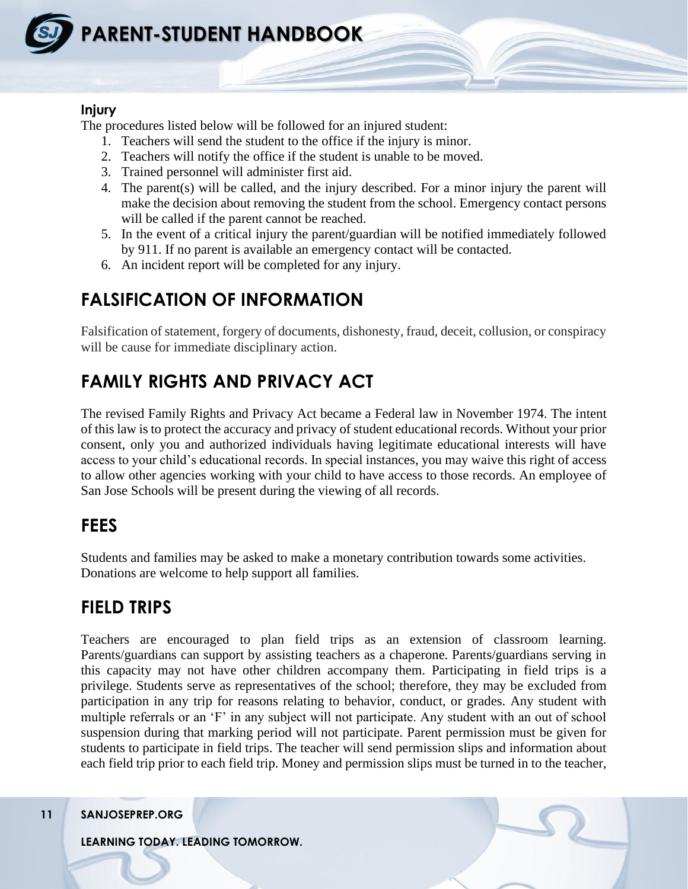### Injury

The procedures listed below will be followed for an injured student:

1. Teachers will send the student to the office if the injury is minor.
2. Teachers will notify the office if the student is unable to be moved.
3. Trained personnel will administer first aid.
4. The parent(s) will be called, and the injury described. For a minor injury the parent will make the decision about removing the student from the school. Emergency contact persons will be called if the parent cannot be reached.
5. In the event of a critical injury the parent/guardian will be notified immediately followed by 911. If no parent is available an emergency contact will be contacted.
6. An incident report will be completed for any injury.

## FALSIFICATION OF INFORMATION

Falsification of statement, forgery of documents, dishonesty, fraud, deceit, collusion, or conspiracy will be cause for immediate disciplinary action.

## FAMILY RIGHTS AND PRIVACY ACT

The revised Family Rights and Privacy Act became a Federal law in November 1974. The intent of this law is to protect the accuracy and privacy of student educational records. Without your prior consent, only you and authorized individuals having legitimate educational interests will have access to your child's educational records. In special instances, you may waive this right of access to allow other agencies working with your child to have access to those records. An employee of San Jose Schools will be present during the viewing of all records.

## FEES

Students and families may be asked to make a monetary contribution towards some activities. Donations are welcome to help support all families.

## FIELD TRIPS

Teachers are encouraged to plan field trips as an extension of classroom learning. Parents/guardians can support by assisting teachers as a chaperone. Parents/guardians serving in this capacity may not have other children accompany them. Participating in field trips is a privilege. Students serve as representatives of the school; therefore, they may be excluded from participation in any trip for reasons relating to behavior, conduct, or grades. Any student with multiple referrals or an 'F' in any subject will not participate. Any student with an out of school suspension during that marking period will not participate. Parent permission must be given for students to participate in field trips. The teacher will send permission slips and information about each field trip prior to each field trip. Money and permission slips must be turned in to the teacher,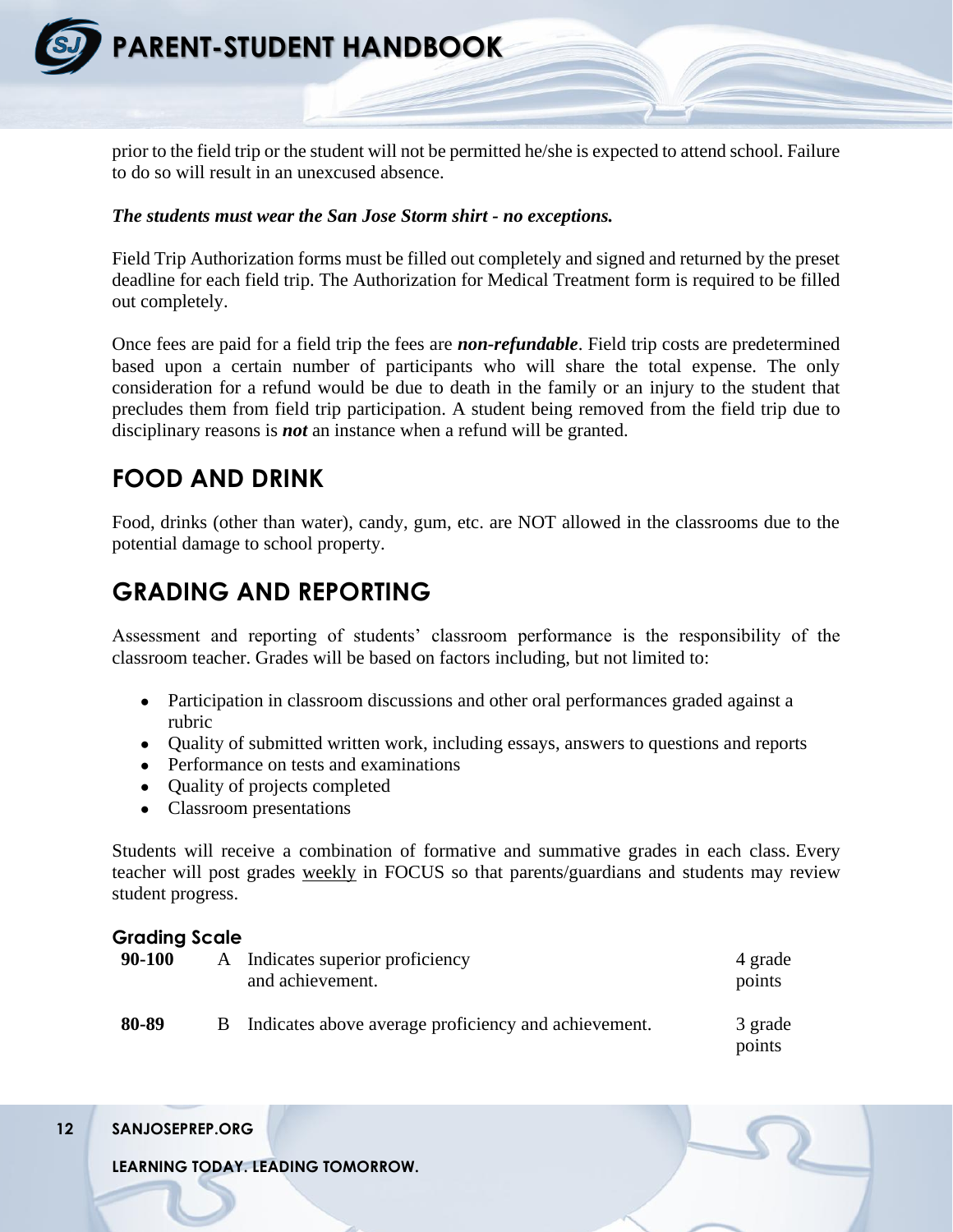prior to the field trip or the student will not be permitted he/she is expected to attend school. Failure to do so will result in an unexcused absence.

***The students must wear the San Jose Storm shirt - no exceptions.***

Field Trip Authorization forms must be filled out completely and signed and returned by the preset deadline for each field trip. The Authorization for Medical Treatment form is required to be filled out completely.

Once fees are paid for a field trip the fees are ***non-refundable***. Field trip costs are predetermined based upon a certain number of participants who will share the total expense. The only consideration for a refund would be due to death in the family or an injury to the student that precludes them from field trip participation. A student being removed from the field trip due to disciplinary reasons is ***not*** an instance when a refund will be granted.

## FOOD AND DRINK

Food, drinks (other than water), candy, gum, etc. are NOT allowed in the classrooms due to the potential damage to school property.

## GRADING AND REPORTING

Assessment and reporting of students' classroom performance is the responsibility of the classroom teacher. Grades will be based on factors including, but not limited to:

- Participation in classroom discussions and other oral performances graded against a rubric
- Quality of submitted written work, including essays, answers to questions and reports
- Performance on tests and examinations
- Quality of projects completed
- Classroom presentations

Students will receive a combination of formative and summative grades in each class. Every teacher will post grades weekly in FOCUS so that parents/guardians and students may review student progress.

### Grading Scale

| | | | |
|---|---|---|---|
| **90-100** | A | Indicates superior proficiency and achievement. | 4 grade points |
| **80-89** | B | Indicates above average proficiency and achievement. | 3 grade points |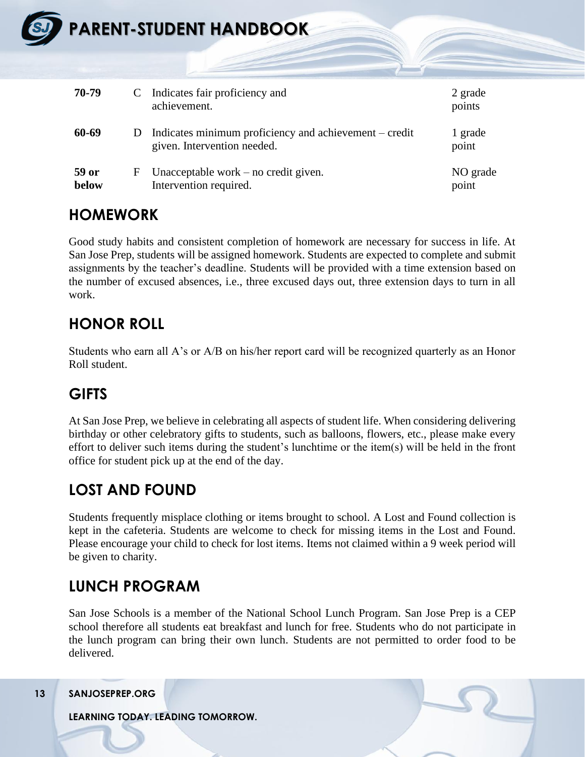| | | | |
|---|---|---|---|
| **70-79** | C | Indicates fair proficiency and achievement. | 2 grade points |
| **60-69** | D | Indicates minimum proficiency and achievement – credit given. Intervention needed. | 1 grade point |
| **59 or below** | F | Unacceptable work – no credit given. Intervention required. | NO grade point |

## HOMEWORK

Good study habits and consistent completion of homework are necessary for success in life. At San Jose Prep, students will be assigned homework. Students are expected to complete and submit assignments by the teacher's deadline. Students will be provided with a time extension based on the number of excused absences, i.e., three excused days out, three extension days to turn in all work.

## HONOR ROLL

Students who earn all A's or A/B on his/her report card will be recognized quarterly as an Honor Roll student.

## GIFTS

At San Jose Prep, we believe in celebrating all aspects of student life. When considering delivering birthday or other celebratory gifts to students, such as balloons, flowers, etc., please make every effort to deliver such items during the student's lunchtime or the item(s) will be held in the front office for student pick up at the end of the day.

## LOST AND FOUND

Students frequently misplace clothing or items brought to school. A Lost and Found collection is kept in the cafeteria. Students are welcome to check for missing items in the Lost and Found. Please encourage your child to check for lost items. Items not claimed within a 9 week period will be given to charity.

## LUNCH PROGRAM

San Jose Schools is a member of the National School Lunch Program. San Jose Prep is a CEP school therefore all students eat breakfast and lunch for free. Students who do not participate in the lunch program can bring their own lunch. Students are not permitted to order food to be delivered.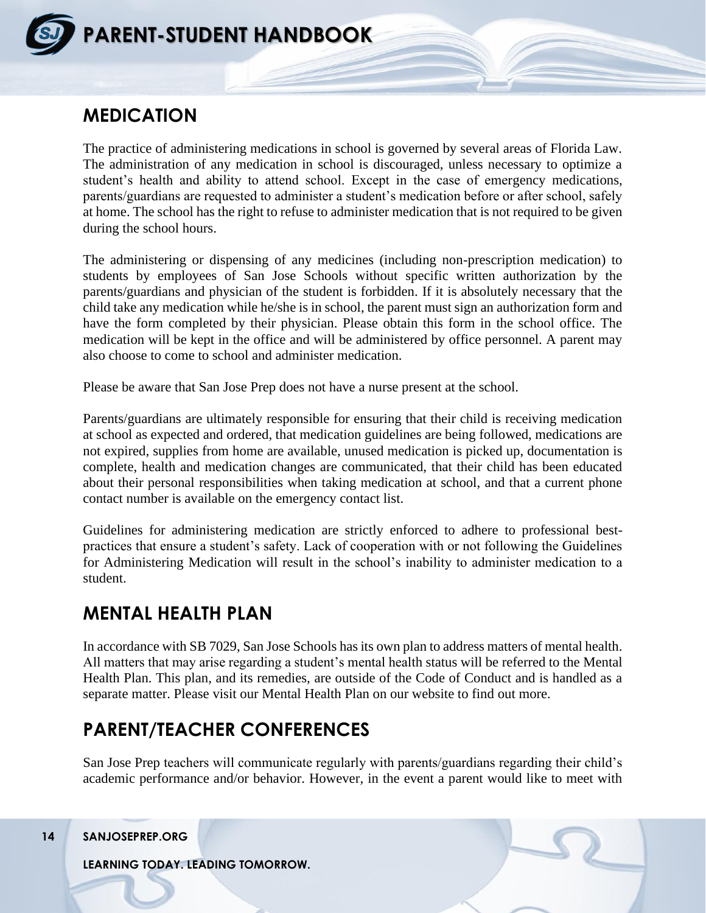## MEDICATION

The practice of administering medications in school is governed by several areas of Florida Law. The administration of any medication in school is discouraged, unless necessary to optimize a student's health and ability to attend school. Except in the case of emergency medications, parents/guardians are requested to administer a student's medication before or after school, safely at home. The school has the right to refuse to administer medication that is not required to be given during the school hours.

The administering or dispensing of any medicines (including non-prescription medication) to students by employees of San Jose Schools without specific written authorization by the parents/guardians and physician of the student is forbidden. If it is absolutely necessary that the child take any medication while he/she is in school, the parent must sign an authorization form and have the form completed by their physician. Please obtain this form in the school office. The medication will be kept in the office and will be administered by office personnel. A parent may also choose to come to school and administer medication.

Please be aware that San Jose Prep does not have a nurse present at the school.

Parents/guardians are ultimately responsible for ensuring that their child is receiving medication at school as expected and ordered, that medication guidelines are being followed, medications are not expired, supplies from home are available, unused medication is picked up, documentation is complete, health and medication changes are communicated, that their child has been educated about their personal responsibilities when taking medication at school, and that a current phone contact number is available on the emergency contact list.

Guidelines for administering medication are strictly enforced to adhere to professional best-practices that ensure a student's safety. Lack of cooperation with or not following the Guidelines for Administering Medication will result in the school's inability to administer medication to a student.

## MENTAL HEALTH PLAN

In accordance with SB 7029, San Jose Schools has its own plan to address matters of mental health. All matters that may arise regarding a student's mental health status will be referred to the Mental Health Plan. This plan, and its remedies, are outside of the Code of Conduct and is handled as a separate matter. Please visit our Mental Health Plan on our website to find out more.

## PARENT/TEACHER CONFERENCES

San Jose Prep teachers will communicate regularly with parents/guardians regarding their child's academic performance and/or behavior. However, in the event a parent would like to meet with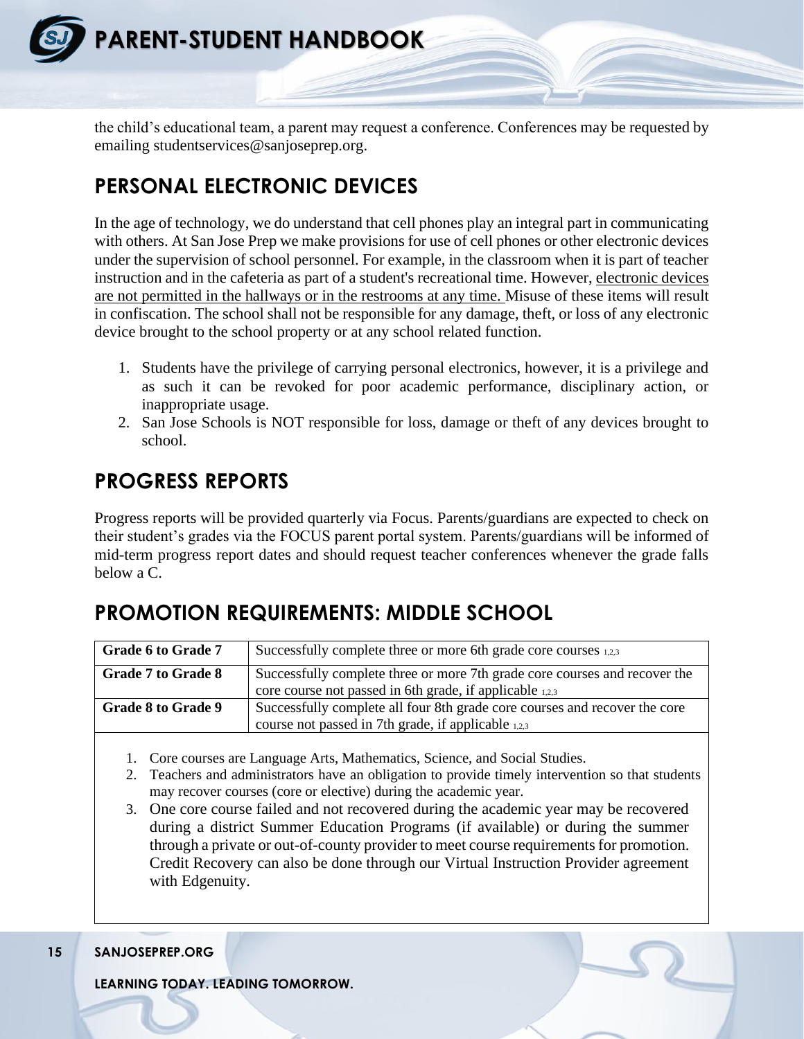the child's educational team, a parent may request a conference. Conferences may be requested by emailing studentservices@sanjoseprep.org.

## PERSONAL ELECTRONIC DEVICES

In the age of technology, we do understand that cell phones play an integral part in communicating with others. At San Jose Prep we make provisions for use of cell phones or other electronic devices under the supervision of school personnel. For example, in the classroom when it is part of teacher instruction and in the cafeteria as part of a student's recreational time. However, electronic devices are not permitted in the hallways or in the restrooms at any time. Misuse of these items will result in confiscation. The school shall not be responsible for any damage, theft, or loss of any electronic device brought to the school property or at any school related function.

1. Students have the privilege of carrying personal electronics, however, it is a privilege and as such it can be revoked for poor academic performance, disciplinary action, or inappropriate usage.
2. San Jose Schools is NOT responsible for loss, damage or theft of any devices brought to school.

## PROGRESS REPORTS

Progress reports will be provided quarterly via Focus. Parents/guardians are expected to check on their student's grades via the FOCUS parent portal system. Parents/guardians will be informed of mid-term progress report dates and should request teacher conferences whenever the grade falls below a C.

## PROMOTION REQUIREMENTS: MIDDLE SCHOOL

| | |
|---|---|
| **Grade 6 to Grade 7** | Successfully complete three or more 6th grade core courses [1,2,3] |
| **Grade 7 to Grade 8** | Successfully complete three or more 7th grade core courses and recover the core course not passed in 6th grade, if applicable [1,2,3] |
| **Grade 8 to Grade 9** | Successfully complete all four 8th grade core courses and recover the core course not passed in 7th grade, if applicable [1,2,3] |

1. Core courses are Language Arts, Mathematics, Science, and Social Studies.
2. Teachers and administrators have an obligation to provide timely intervention so that students may recover courses (core or elective) during the academic year.
3. One core course failed and not recovered during the academic year may be recovered during a district Summer Education Programs (if available) or during the summer through a private or out-of-county provider to meet course requirements for promotion. Credit Recovery can also be done through our Virtual Instruction Provider agreement with Edgenuity.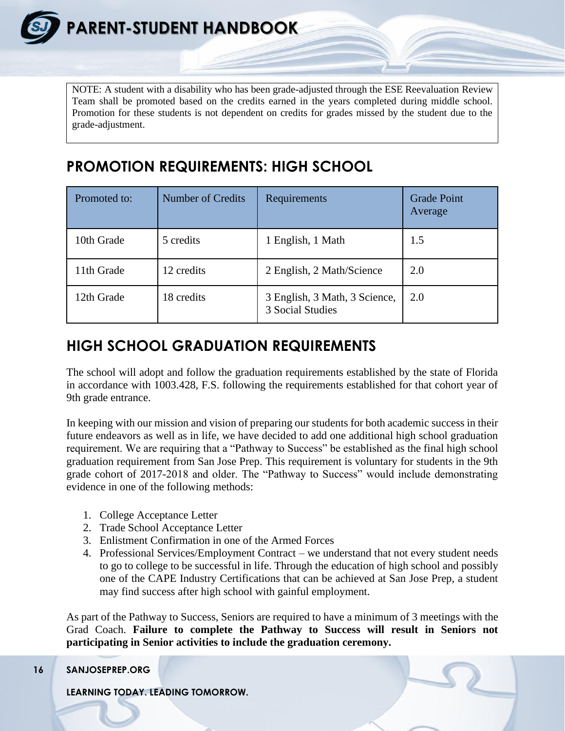NOTE: A student with a disability who has been grade-adjusted through the ESE Reevaluation Review Team shall be promoted based on the credits earned in the years completed during middle school. Promotion for these students is not dependent on credits for grades missed by the student due to the grade-adjustment.

## PROMOTION REQUIREMENTS: HIGH SCHOOL

| Promoted to: | Number of Credits | Requirements | Grade Point Average |
|---|---|---|---|
| 10th Grade | 5 credits | 1 English, 1 Math | 1.5 |
| 11th Grade | 12 credits | 2 English, 2 Math/Science | 2.0 |
| 12th Grade | 18 credits | 3 English, 3 Math, 3 Science, 3 Social Studies | 2.0 |

## HIGH SCHOOL GRADUATION REQUIREMENTS

The school will adopt and follow the graduation requirements established by the state of Florida in accordance with 1003.428, F.S. following the requirements established for that cohort year of 9th grade entrance.

In keeping with our mission and vision of preparing our students for both academic success in their future endeavors as well as in life, we have decided to add one additional high school graduation requirement. We are requiring that a "Pathway to Success" be established as the final high school graduation requirement from San Jose Prep. This requirement is voluntary for students in the 9th grade cohort of 2017-2018 and older. The "Pathway to Success" would include demonstrating evidence in one of the following methods:

1. College Acceptance Letter
2. Trade School Acceptance Letter
3. Enlistment Confirmation in one of the Armed Forces
4. Professional Services/Employment Contract – we understand that not every student needs to go to college to be successful in life. Through the education of high school and possibly one of the CAPE Industry Certifications that can be achieved at San Jose Prep, a student may find success after high school with gainful employment.

As part of the Pathway to Success, Seniors are required to have a minimum of 3 meetings with the Grad Coach. **Failure to complete the Pathway to Success will result in Seniors not participating in Senior activities to include the graduation ceremony.**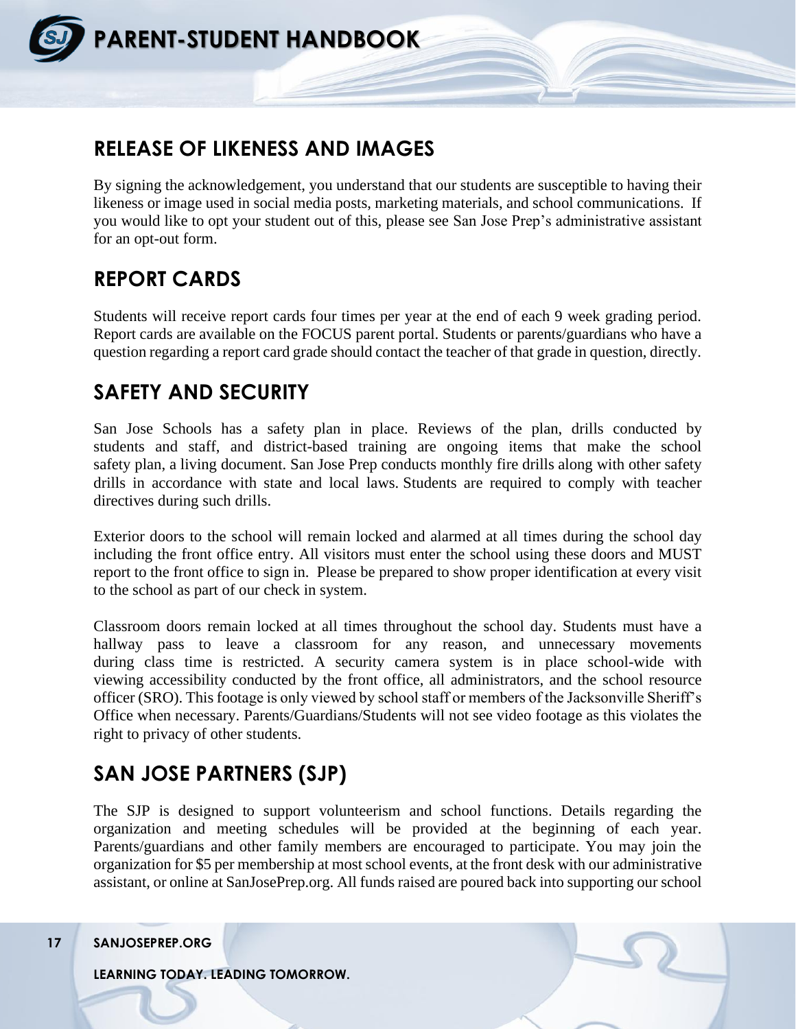## RELEASE OF LIKENESS AND IMAGES

By signing the acknowledgement, you understand that our students are susceptible to having their likeness or image used in social media posts, marketing materials, and school communications. If you would like to opt your student out of this, please see San Jose Prep's administrative assistant for an opt-out form.

## REPORT CARDS

Students will receive report cards four times per year at the end of each 9 week grading period. Report cards are available on the FOCUS parent portal. Students or parents/guardians who have a question regarding a report card grade should contact the teacher of that grade in question, directly.

## SAFETY AND SECURITY

San Jose Schools has a safety plan in place. Reviews of the plan, drills conducted by students and staff, and district-based training are ongoing items that make the school safety plan, a living document. San Jose Prep conducts monthly fire drills along with other safety drills in accordance with state and local laws. Students are required to comply with teacher directives during such drills.

Exterior doors to the school will remain locked and alarmed at all times during the school day including the front office entry. All visitors must enter the school using these doors and MUST report to the front office to sign in. Please be prepared to show proper identification at every visit to the school as part of our check in system.

Classroom doors remain locked at all times throughout the school day. Students must have a hallway pass to leave a classroom for any reason, and unnecessary movements during class time is restricted. A security camera system is in place school-wide with viewing accessibility conducted by the front office, all administrators, and the school resource officer (SRO). This footage is only viewed by school staff or members of the Jacksonville Sheriff's Office when necessary. Parents/Guardians/Students will not see video footage as this violates the right to privacy of other students.

## SAN JOSE PARTNERS (SJP)

The SJP is designed to support volunteerism and school functions. Details regarding the organization and meeting schedules will be provided at the beginning of each year. Parents/guardians and other family members are encouraged to participate. You may join the organization for $5 per membership at most school events, at the front desk with our administrative assistant, or online at SanJosePrep.org. All funds raised are poured back into supporting our school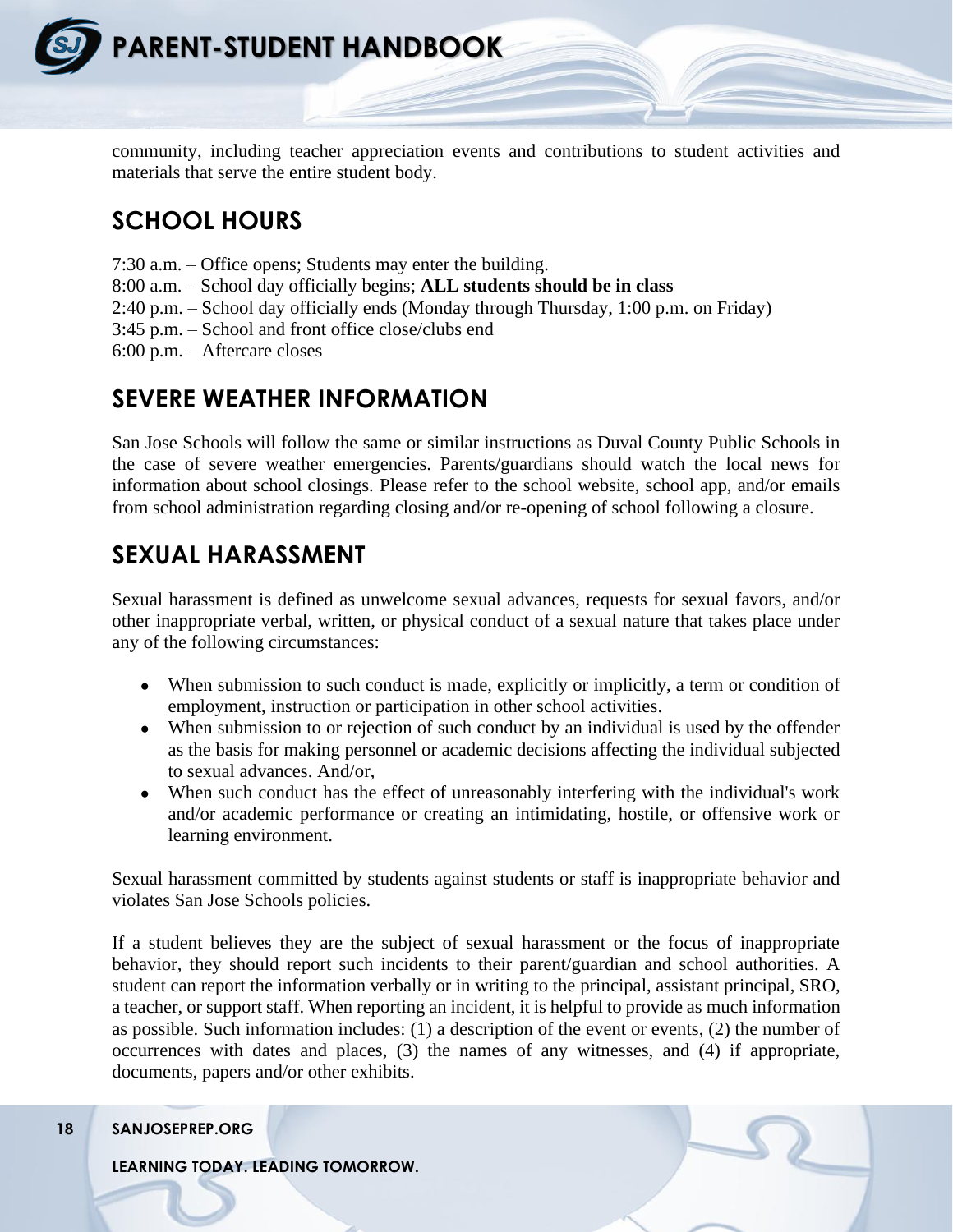community, including teacher appreciation events and contributions to student activities and materials that serve the entire student body.

## SCHOOL HOURS

7:30 a.m. – Office opens; Students may enter the building.
8:00 a.m. – School day officially begins; **ALL students should be in class**
2:40 p.m. – School day officially ends (Monday through Thursday, 1:00 p.m. on Friday)
3:45 p.m. – School and front office close/clubs end
6:00 p.m. – Aftercare closes

## SEVERE WEATHER INFORMATION

San Jose Schools will follow the same or similar instructions as Duval County Public Schools in the case of severe weather emergencies. Parents/guardians should watch the local news for information about school closings. Please refer to the school website, school app, and/or emails from school administration regarding closing and/or re-opening of school following a closure.

## SEXUAL HARASSMENT

Sexual harassment is defined as unwelcome sexual advances, requests for sexual favors, and/or other inappropriate verbal, written, or physical conduct of a sexual nature that takes place under any of the following circumstances:

- When submission to such conduct is made, explicitly or implicitly, a term or condition of employment, instruction or participation in other school activities.
- When submission to or rejection of such conduct by an individual is used by the offender as the basis for making personnel or academic decisions affecting the individual subjected to sexual advances. And/or,
- When such conduct has the effect of unreasonably interfering with the individual's work and/or academic performance or creating an intimidating, hostile, or offensive work or learning environment.

Sexual harassment committed by students against students or staff is inappropriate behavior and violates San Jose Schools policies.

If a student believes they are the subject of sexual harassment or the focus of inappropriate behavior, they should report such incidents to their parent/guardian and school authorities. A student can report the information verbally or in writing to the principal, assistant principal, SRO, a teacher, or support staff. When reporting an incident, it is helpful to provide as much information as possible. Such information includes: (1) a description of the event or events, (2) the number of occurrences with dates and places, (3) the names of any witnesses, and (4) if appropriate, documents, papers and/or other exhibits.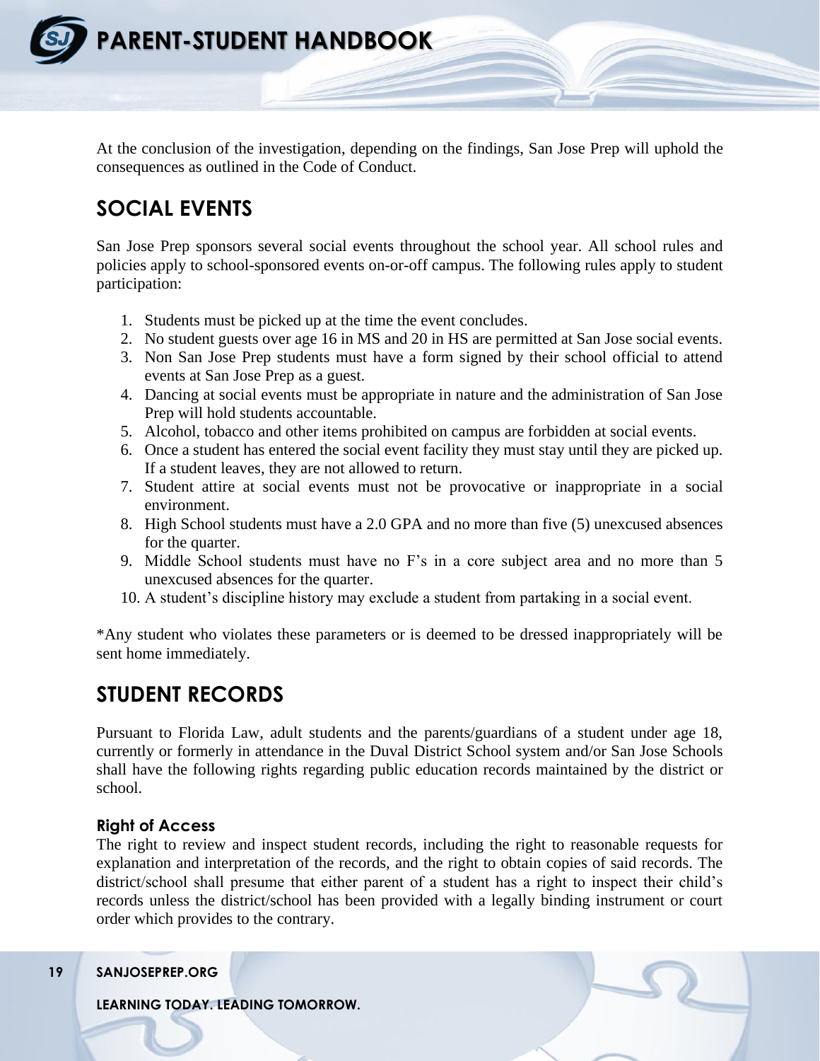At the conclusion of the investigation, depending on the findings, San Jose Prep will uphold the consequences as outlined in the Code of Conduct.

## SOCIAL EVENTS

San Jose Prep sponsors several social events throughout the school year. All school rules and policies apply to school-sponsored events on-or-off campus. The following rules apply to student participation:

1. Students must be picked up at the time the event concludes.
2. No student guests over age 16 in MS and 20 in HS are permitted at San Jose social events.
3. Non San Jose Prep students must have a form signed by their school official to attend events at San Jose Prep as a guest.
4. Dancing at social events must be appropriate in nature and the administration of San Jose Prep will hold students accountable.
5. Alcohol, tobacco and other items prohibited on campus are forbidden at social events.
6. Once a student has entered the social event facility they must stay until they are picked up. If a student leaves, they are not allowed to return.
7. Student attire at social events must not be provocative or inappropriate in a social environment.
8. High School students must have a 2.0 GPA and no more than five (5) unexcused absences for the quarter.
9. Middle School students must have no F's in a core subject area and no more than 5 unexcused absences for the quarter.
10. A student's discipline history may exclude a student from partaking in a social event.

*Any student who violates these parameters or is deemed to be dressed inappropriately will be sent home immediately.

## STUDENT RECORDS

Pursuant to Florida Law, adult students and the parents/guardians of a student under age 18, currently or formerly in attendance in the Duval District School system and/or San Jose Schools shall have the following rights regarding public education records maintained by the district or school.

### Right of Access

The right to review and inspect student records, including the right to reasonable requests for explanation and interpretation of the records, and the right to obtain copies of said records. The district/school shall presume that either parent of a student has a right to inspect their child's records unless the district/school has been provided with a legally binding instrument or court order which provides to the contrary.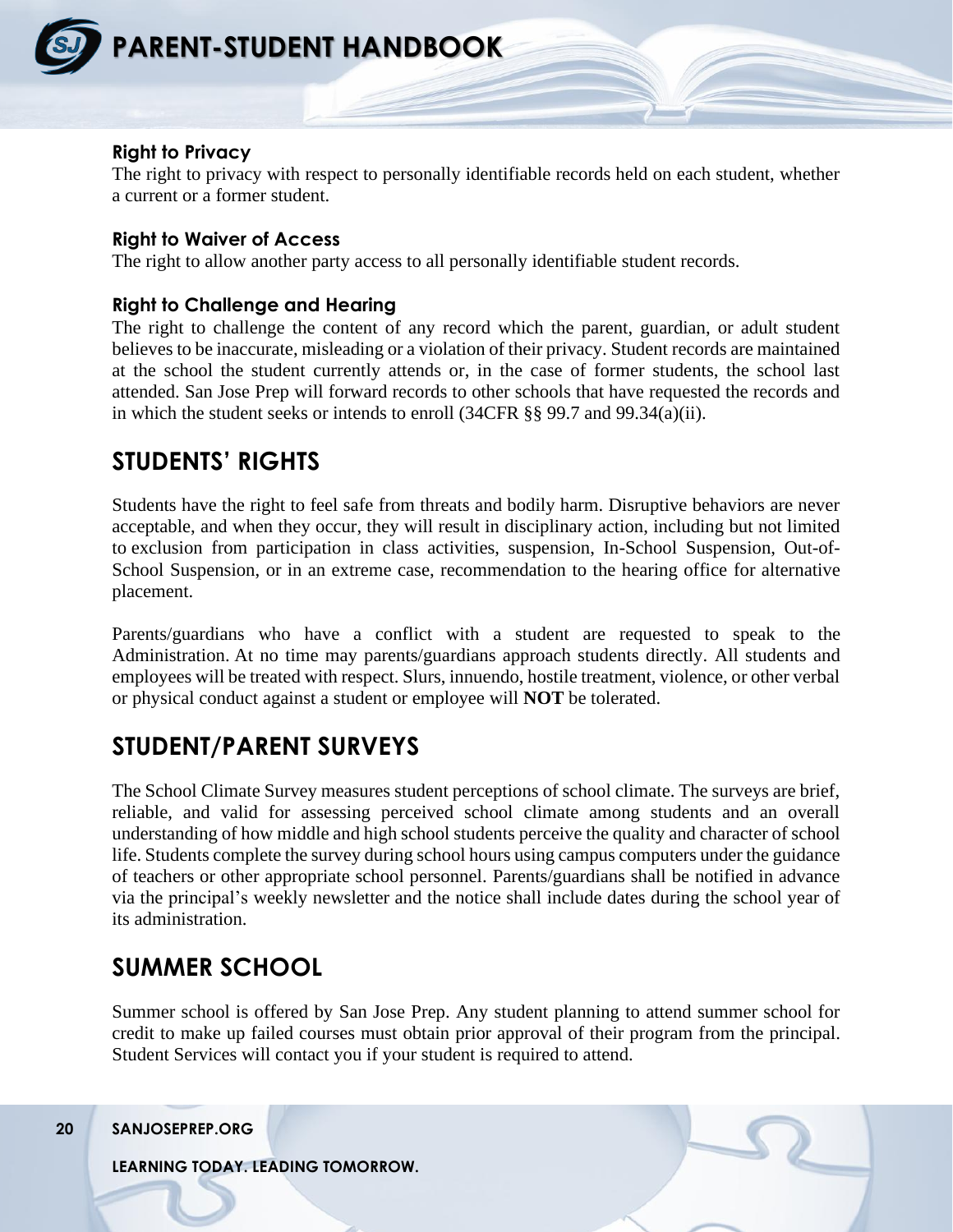### Right to Privacy

The right to privacy with respect to personally identifiable records held on each student, whether a current or a former student.

### Right to Waiver of Access

The right to allow another party access to all personally identifiable student records.

### Right to Challenge and Hearing

The right to challenge the content of any record which the parent, guardian, or adult student believes to be inaccurate, misleading or a violation of their privacy. Student records are maintained at the school the student currently attends or, in the case of former students, the school last attended. San Jose Prep will forward records to other schools that have requested the records and in which the student seeks or intends to enroll (34CFR §§ 99.7 and 99.34(a)(ii).

## STUDENTS' RIGHTS

Students have the right to feel safe from threats and bodily harm. Disruptive behaviors are never acceptable, and when they occur, they will result in disciplinary action, including but not limited to exclusion from participation in class activities, suspension, In-School Suspension, Out-of-School Suspension, or in an extreme case, recommendation to the hearing office for alternative placement.

Parents/guardians who have a conflict with a student are requested to speak to the Administration. At no time may parents/guardians approach students directly. All students and employees will be treated with respect. Slurs, innuendo, hostile treatment, violence, or other verbal or physical conduct against a student or employee will **NOT** be tolerated.

## STUDENT/PARENT SURVEYS

The School Climate Survey measures student perceptions of school climate. The surveys are brief, reliable, and valid for assessing perceived school climate among students and an overall understanding of how middle and high school students perceive the quality and character of school life. Students complete the survey during school hours using campus computers under the guidance of teachers or other appropriate school personnel. Parents/guardians shall be notified in advance via the principal's weekly newsletter and the notice shall include dates during the school year of its administration.

## SUMMER SCHOOL

Summer school is offered by San Jose Prep. Any student planning to attend summer school for credit to make up failed courses must obtain prior approval of their program from the principal. Student Services will contact you if your student is required to attend.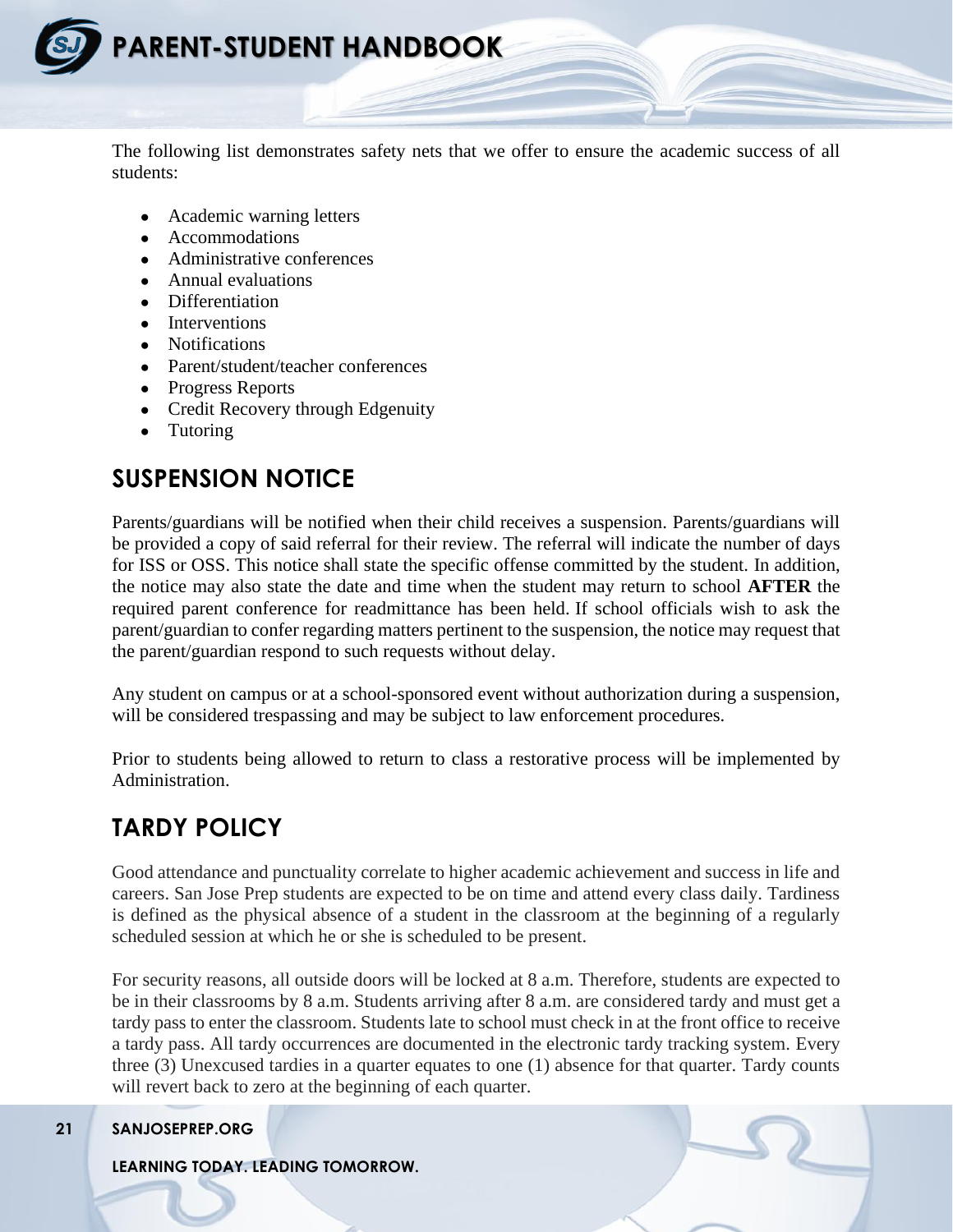The following list demonstrates safety nets that we offer to ensure the academic success of all students:

- Academic warning letters
- Accommodations
- Administrative conferences
- Annual evaluations
- Differentiation
- Interventions
- Notifications
- Parent/student/teacher conferences
- Progress Reports
- Credit Recovery through Edgenuity
- Tutoring

## SUSPENSION NOTICE

Parents/guardians will be notified when their child receives a suspension. Parents/guardians will be provided a copy of said referral for their review. The referral will indicate the number of days for ISS or OSS. This notice shall state the specific offense committed by the student. In addition, the notice may also state the date and time when the student may return to school **AFTER** the required parent conference for readmittance has been held. If school officials wish to ask the parent/guardian to confer regarding matters pertinent to the suspension, the notice may request that the parent/guardian respond to such requests without delay.

Any student on campus or at a school-sponsored event without authorization during a suspension, will be considered trespassing and may be subject to law enforcement procedures.

Prior to students being allowed to return to class a restorative process will be implemented by Administration.

## TARDY POLICY

Good attendance and punctuality correlate to higher academic achievement and success in life and careers. San Jose Prep students are expected to be on time and attend every class daily. Tardiness is defined as the physical absence of a student in the classroom at the beginning of a regularly scheduled session at which he or she is scheduled to be present.

For security reasons, all outside doors will be locked at 8 a.m. Therefore, students are expected to be in their classrooms by 8 a.m. Students arriving after 8 a.m. are considered tardy and must get a tardy pass to enter the classroom. Students late to school must check in at the front office to receive a tardy pass. All tardy occurrences are documented in the electronic tardy tracking system. Every three (3) Unexcused tardies in a quarter equates to one (1) absence for that quarter. Tardy counts will revert back to zero at the beginning of each quarter.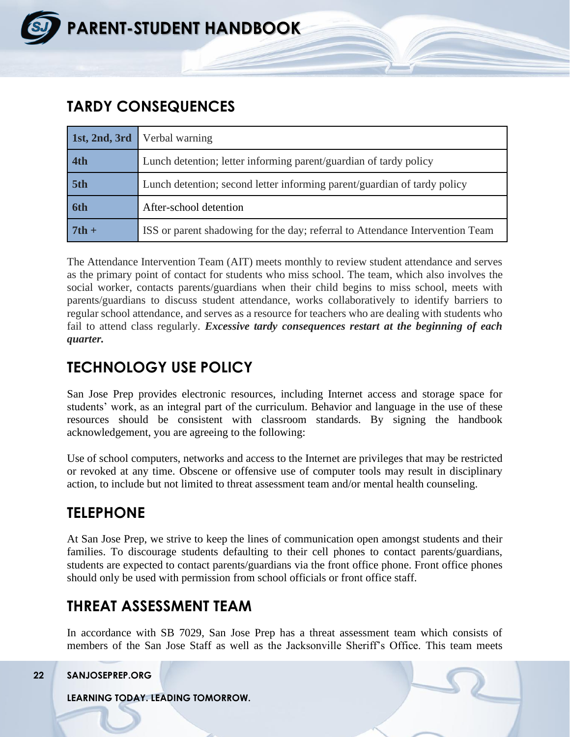## TARDY CONSEQUENCES

| | |
|---|---|
| **1st, 2nd, 3rd** | Verbal warning |
| **4th** | Lunch detention; letter informing parent/guardian of tardy policy |
| **5th** | Lunch detention; second letter informing parent/guardian of tardy policy |
| **6th** | After-school detention |
| **7th +** | ISS or parent shadowing for the day; referral to Attendance Intervention Team |

The Attendance Intervention Team (AIT) meets monthly to review student attendance and serves as the primary point of contact for students who miss school. The team, which also involves the social worker, contacts parents/guardians when their child begins to miss school, meets with parents/guardians to discuss student attendance, works collaboratively to identify barriers to regular school attendance, and serves as a resource for teachers who are dealing with students who fail to attend class regularly. ***Excessive tardy consequences restart at the beginning of each quarter.***

## TECHNOLOGY USE POLICY

San Jose Prep provides electronic resources, including Internet access and storage space for students' work, as an integral part of the curriculum. Behavior and language in the use of these resources should be consistent with classroom standards. By signing the handbook acknowledgement, you are agreeing to the following:

Use of school computers, networks and access to the Internet are privileges that may be restricted or revoked at any time. Obscene or offensive use of computer tools may result in disciplinary action, to include but not limited to threat assessment team and/or mental health counseling.

## TELEPHONE

At San Jose Prep, we strive to keep the lines of communication open amongst students and their families. To discourage students defaulting to their cell phones to contact parents/guardians, students are expected to contact parents/guardians via the front office phone. Front office phones should only be used with permission from school officials or front office staff.

## THREAT ASSESSMENT TEAM

In accordance with SB 7029, San Jose Prep has a threat assessment team which consists of members of the San Jose Staff as well as the Jacksonville Sheriff's Office. This team meets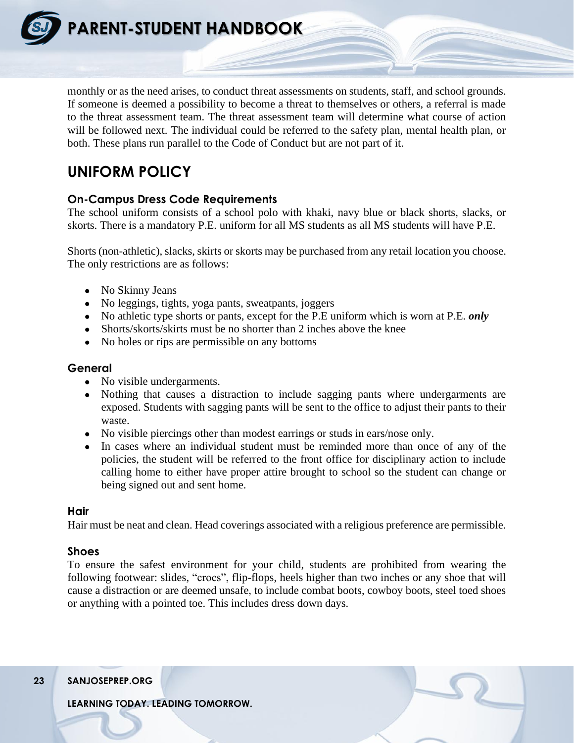monthly or as the need arises, to conduct threat assessments on students, staff, and school grounds. If someone is deemed a possibility to become a threat to themselves or others, a referral is made to the threat assessment team. The threat assessment team will determine what course of action will be followed next. The individual could be referred to the safety plan, mental health plan, or both. These plans run parallel to the Code of Conduct but are not part of it.

## UNIFORM POLICY

### On-Campus Dress Code Requirements

The school uniform consists of a school polo with khaki, navy blue or black shorts, slacks, or skorts. There is a mandatory P.E. uniform for all MS students as all MS students will have P.E.

Shorts (non-athletic), slacks, skirts or skorts may be purchased from any retail location you choose. The only restrictions are as follows:

- No Skinny Jeans
- No leggings, tights, yoga pants, sweatpants, joggers
- No athletic type shorts or pants, except for the P.E uniform which is worn at P.E. ***only***
- Shorts/skorts/skirts must be no shorter than 2 inches above the knee
- No holes or rips are permissible on any bottoms

### General

- No visible undergarments.
- Nothing that causes a distraction to include sagging pants where undergarments are exposed. Students with sagging pants will be sent to the office to adjust their pants to their waste.
- No visible piercings other than modest earrings or studs in ears/nose only.
- In cases where an individual student must be reminded more than once of any of the policies, the student will be referred to the front office for disciplinary action to include calling home to either have proper attire brought to school so the student can change or being signed out and sent home.

### Hair

Hair must be neat and clean. Head coverings associated with a religious preference are permissible.

### Shoes

To ensure the safest environment for your child, students are prohibited from wearing the following footwear: slides, "crocs", flip-flops, heels higher than two inches or any shoe that will cause a distraction or are deemed unsafe, to include combat boots, cowboy boots, steel toed shoes or anything with a pointed toe. This includes dress down days.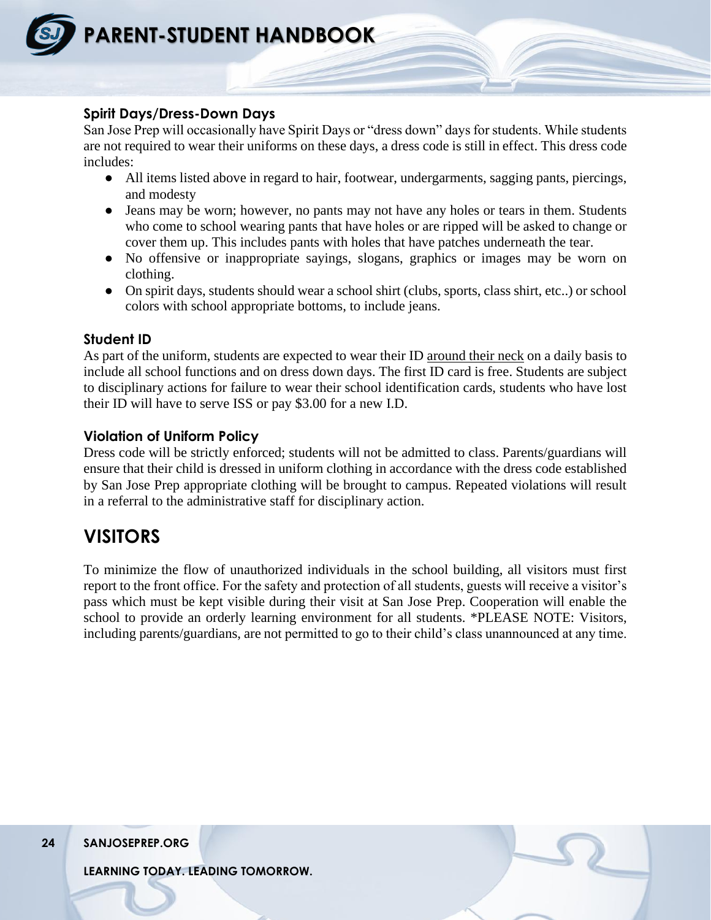### Spirit Days/Dress-Down Days

San Jose Prep will occasionally have Spirit Days or "dress down" days for students. While students are not required to wear their uniforms on these days, a dress code is still in effect. This dress code includes:

- All items listed above in regard to hair, footwear, undergarments, sagging pants, piercings, and modesty
- Jeans may be worn; however, no pants may not have any holes or tears in them. Students who come to school wearing pants that have holes or are ripped will be asked to change or cover them up. This includes pants with holes that have patches underneath the tear.
- No offensive or inappropriate sayings, slogans, graphics or images may be worn on clothing.
- On spirit days, students should wear a school shirt (clubs, sports, class shirt, etc..) or school colors with school appropriate bottoms, to include jeans.

### Student ID

As part of the uniform, students are expected to wear their ID <u>around their neck</u> on a daily basis to include all school functions and on dress down days. The first ID card is free. Students are subject to disciplinary actions for failure to wear their school identification cards, students who have lost their ID will have to serve ISS or pay $3.00 for a new I.D.

### Violation of Uniform Policy

Dress code will be strictly enforced; students will not be admitted to class. Parents/guardians will ensure that their child is dressed in uniform clothing in accordance with the dress code established by San Jose Prep appropriate clothing will be brought to campus. Repeated violations will result in a referral to the administrative staff for disciplinary action.

## VISITORS

To minimize the flow of unauthorized individuals in the school building, all visitors must first report to the front office. For the safety and protection of all students, guests will receive a visitor's pass which must be kept visible during their visit at San Jose Prep. Cooperation will enable the school to provide an orderly learning environment for all students. *PLEASE NOTE: Visitors, including parents/guardians, are not permitted to go to their child's class unannounced at any time.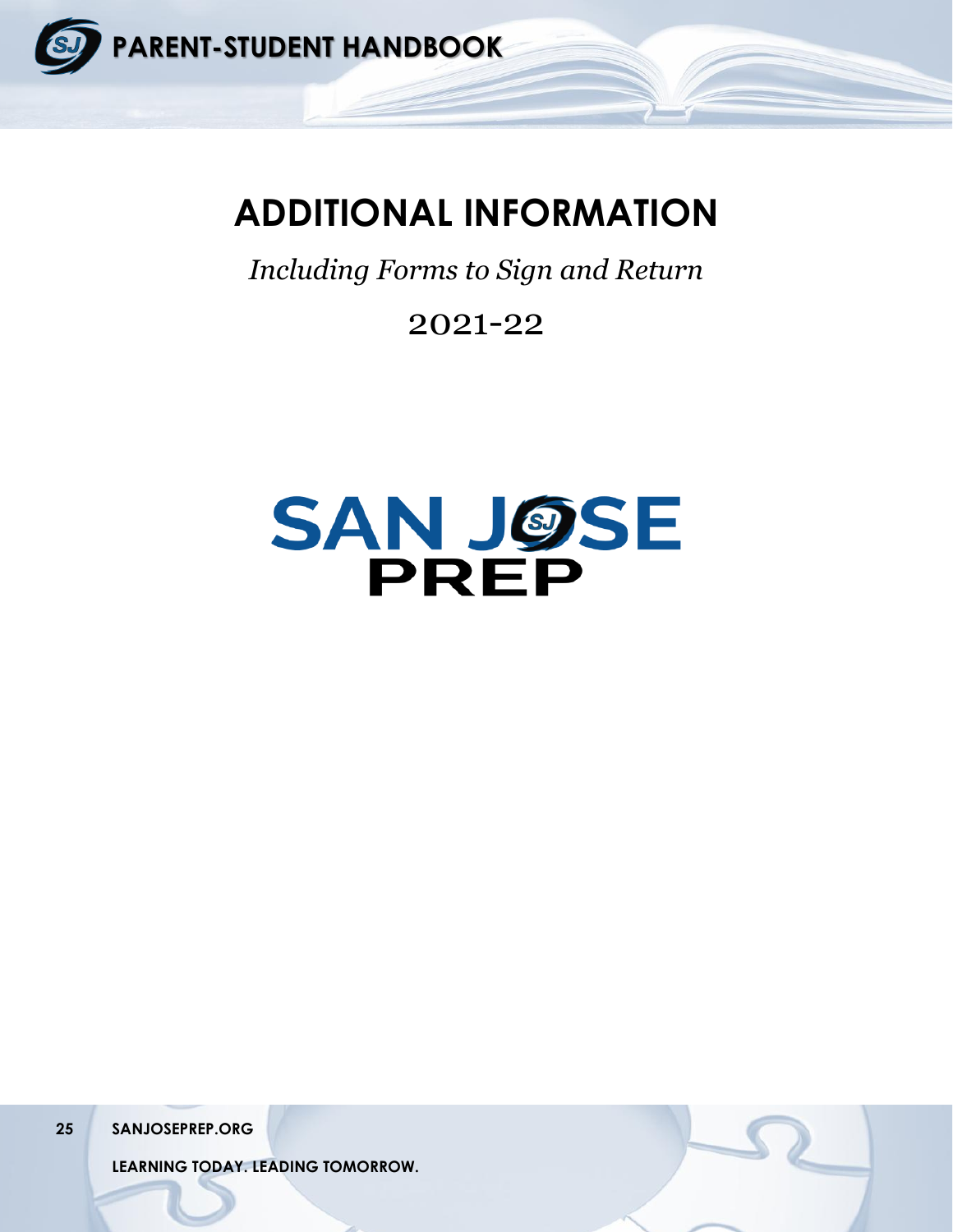# ADDITIONAL INFORMATION

*Including Forms to Sign and Return*

2021-22

SAN JOSE PREP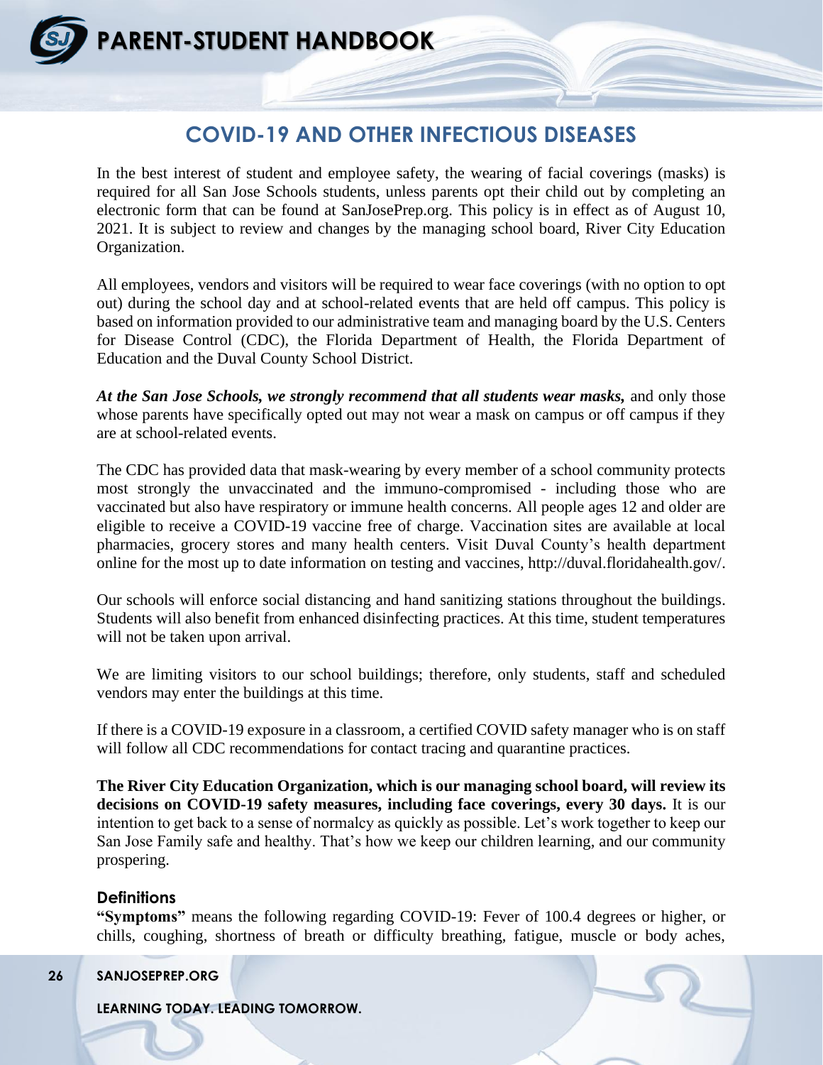## COVID-19 AND OTHER INFECTIOUS DISEASES

In the best interest of student and employee safety, the wearing of facial coverings (masks) is required for all San Jose Schools students, unless parents opt their child out by completing an electronic form that can be found at SanJosePrep.org. This policy is in effect as of August 10, 2021. It is subject to review and changes by the managing school board, River City Education Organization.

All employees, vendors and visitors will be required to wear face coverings (with no option to opt out) during the school day and at school-related events that are held off campus. This policy is based on information provided to our administrative team and managing board by the U.S. Centers for Disease Control (CDC), the Florida Department of Health, the Florida Department of Education and the Duval County School District.

***At the San Jose Schools, we strongly recommend that all students wear masks,*** and only those whose parents have specifically opted out may not wear a mask on campus or off campus if they are at school-related events.

The CDC has provided data that mask-wearing by every member of a school community protects most strongly the unvaccinated and the immuno-compromised - including those who are vaccinated but also have respiratory or immune health concerns. All people ages 12 and older are eligible to receive a COVID-19 vaccine free of charge. Vaccination sites are available at local pharmacies, grocery stores and many health centers. Visit Duval County's health department online for the most up to date information on testing and vaccines, http://duval.floridahealth.gov/.

Our schools will enforce social distancing and hand sanitizing stations throughout the buildings. Students will also benefit from enhanced disinfecting practices. At this time, student temperatures will not be taken upon arrival.

We are limiting visitors to our school buildings; therefore, only students, staff and scheduled vendors may enter the buildings at this time.

If there is a COVID-19 exposure in a classroom, a certified COVID safety manager who is on staff will follow all CDC recommendations for contact tracing and quarantine practices.

**The River City Education Organization, which is our managing school board, will review its decisions on COVID-19 safety measures, including face coverings, every 30 days.** It is our intention to get back to a sense of normalcy as quickly as possible. Let's work together to keep our San Jose Family safe and healthy. That's how we keep our children learning, and our community prospering.

### Definitions

**"Symptoms"** means the following regarding COVID-19: Fever of 100.4 degrees or higher, or chills, coughing, shortness of breath or difficulty breathing, fatigue, muscle or body aches,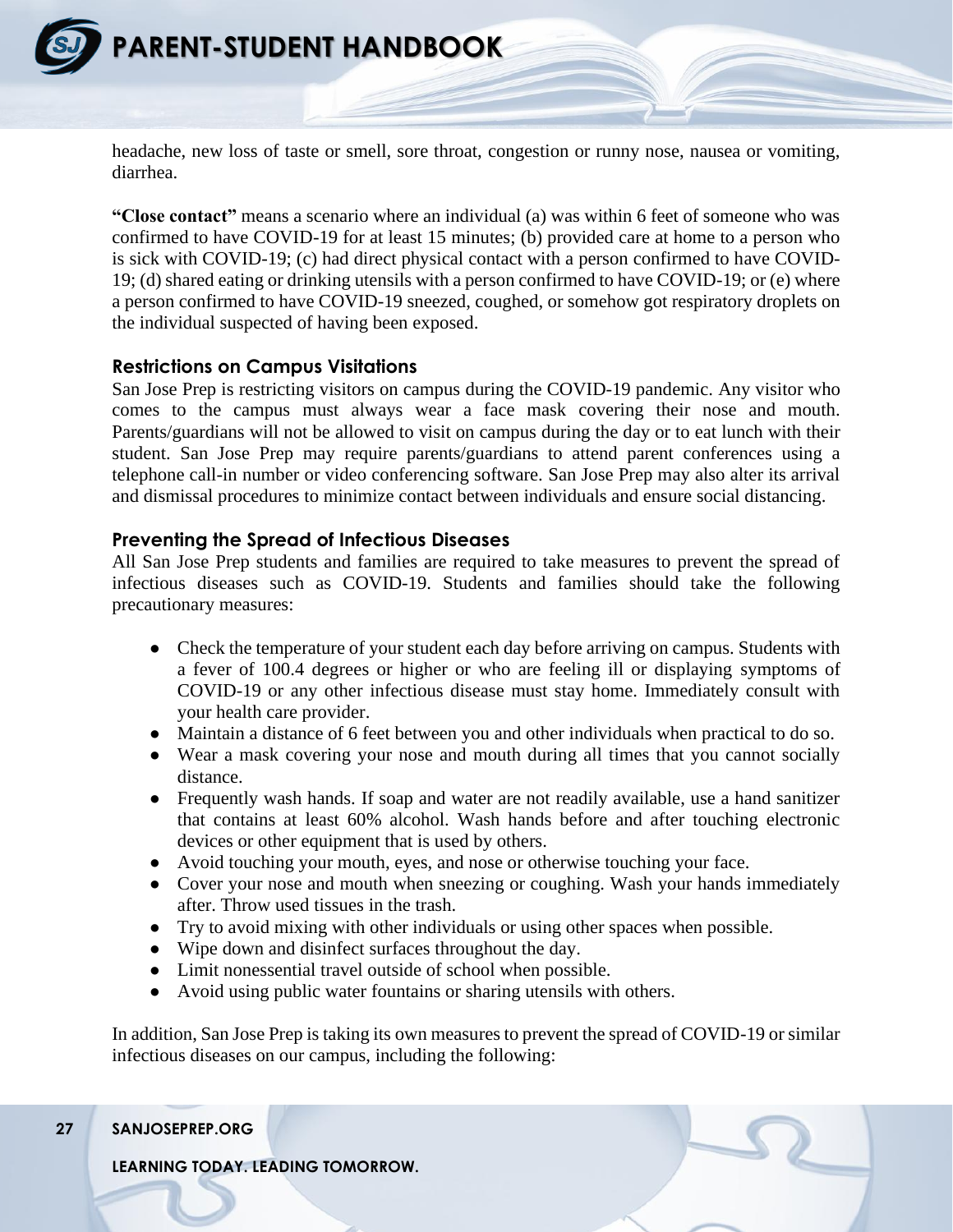headache, new loss of taste or smell, sore throat, congestion or runny nose, nausea or vomiting, diarrhea.

**"Close contact"** means a scenario where an individual (a) was within 6 feet of someone who was confirmed to have COVID-19 for at least 15 minutes; (b) provided care at home to a person who is sick with COVID-19; (c) had direct physical contact with a person confirmed to have COVID-19; (d) shared eating or drinking utensils with a person confirmed to have COVID-19; or (e) where a person confirmed to have COVID-19 sneezed, coughed, or somehow got respiratory droplets on the individual suspected of having been exposed.

### Restrictions on Campus Visitations

San Jose Prep is restricting visitors on campus during the COVID-19 pandemic. Any visitor who comes to the campus must always wear a face mask covering their nose and mouth. Parents/guardians will not be allowed to visit on campus during the day or to eat lunch with their student. San Jose Prep may require parents/guardians to attend parent conferences using a telephone call-in number or video conferencing software. San Jose Prep may also alter its arrival and dismissal procedures to minimize contact between individuals and ensure social distancing.

### Preventing the Spread of Infectious Diseases

All San Jose Prep students and families are required to take measures to prevent the spread of infectious diseases such as COVID-19. Students and families should take the following precautionary measures:

- Check the temperature of your student each day before arriving on campus. Students with a fever of 100.4 degrees or higher or who are feeling ill or displaying symptoms of COVID-19 or any other infectious disease must stay home. Immediately consult with your health care provider.
- Maintain a distance of 6 feet between you and other individuals when practical to do so.
- Wear a mask covering your nose and mouth during all times that you cannot socially distance.
- Frequently wash hands. If soap and water are not readily available, use a hand sanitizer that contains at least 60% alcohol. Wash hands before and after touching electronic devices or other equipment that is used by others.
- Avoid touching your mouth, eyes, and nose or otherwise touching your face.
- Cover your nose and mouth when sneezing or coughing. Wash your hands immediately after. Throw used tissues in the trash.
- Try to avoid mixing with other individuals or using other spaces when possible.
- Wipe down and disinfect surfaces throughout the day.
- Limit nonessential travel outside of school when possible.
- Avoid using public water fountains or sharing utensils with others.

In addition, San Jose Prep is taking its own measures to prevent the spread of COVID-19 or similar infectious diseases on our campus, including the following: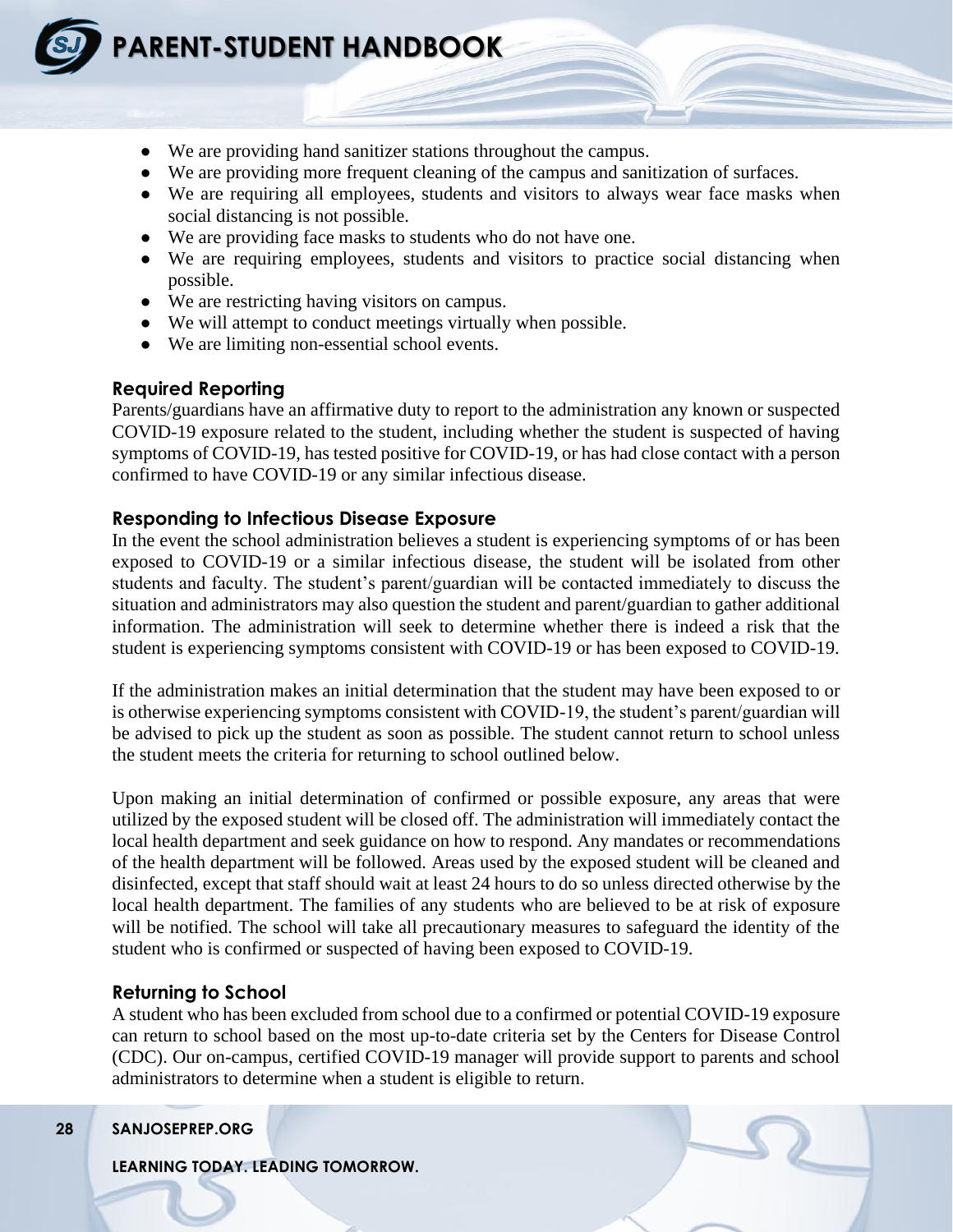- We are providing hand sanitizer stations throughout the campus.
- We are providing more frequent cleaning of the campus and sanitization of surfaces.
- We are requiring all employees, students and visitors to always wear face masks when social distancing is not possible.
- We are providing face masks to students who do not have one.
- We are requiring employees, students and visitors to practice social distancing when possible.
- We are restricting having visitors on campus.
- We will attempt to conduct meetings virtually when possible.
- We are limiting non-essential school events.

### Required Reporting

Parents/guardians have an affirmative duty to report to the administration any known or suspected COVID-19 exposure related to the student, including whether the student is suspected of having symptoms of COVID-19, has tested positive for COVID-19, or has had close contact with a person confirmed to have COVID-19 or any similar infectious disease.

### Responding to Infectious Disease Exposure

In the event the school administration believes a student is experiencing symptoms of or has been exposed to COVID-19 or a similar infectious disease, the student will be isolated from other students and faculty. The student's parent/guardian will be contacted immediately to discuss the situation and administrators may also question the student and parent/guardian to gather additional information. The administration will seek to determine whether there is indeed a risk that the student is experiencing symptoms consistent with COVID-19 or has been exposed to COVID-19.

If the administration makes an initial determination that the student may have been exposed to or is otherwise experiencing symptoms consistent with COVID-19, the student's parent/guardian will be advised to pick up the student as soon as possible. The student cannot return to school unless the student meets the criteria for returning to school outlined below.

Upon making an initial determination of confirmed or possible exposure, any areas that were utilized by the exposed student will be closed off. The administration will immediately contact the local health department and seek guidance on how to respond. Any mandates or recommendations of the health department will be followed. Areas used by the exposed student will be cleaned and disinfected, except that staff should wait at least 24 hours to do so unless directed otherwise by the local health department. The families of any students who are believed to be at risk of exposure will be notified. The school will take all precautionary measures to safeguard the identity of the student who is confirmed or suspected of having been exposed to COVID-19.

### Returning to School

A student who has been excluded from school due to a confirmed or potential COVID-19 exposure can return to school based on the most up-to-date criteria set by the Centers for Disease Control (CDC). Our on-campus, certified COVID-19 manager will provide support to parents and school administrators to determine when a student is eligible to return.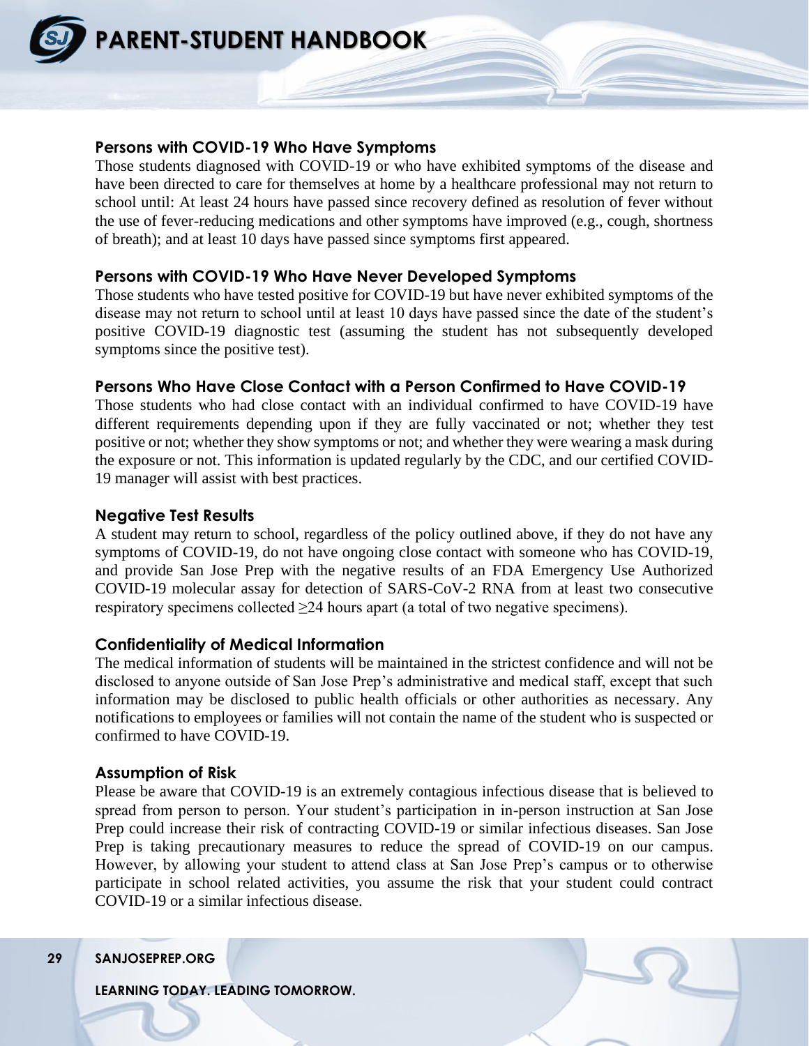### Persons with COVID-19 Who Have Symptoms

Those students diagnosed with COVID-19 or who have exhibited symptoms of the disease and have been directed to care for themselves at home by a healthcare professional may not return to school until: At least 24 hours have passed since recovery defined as resolution of fever without the use of fever-reducing medications and other symptoms have improved (e.g., cough, shortness of breath); and at least 10 days have passed since symptoms first appeared.

### Persons with COVID-19 Who Have Never Developed Symptoms

Those students who have tested positive for COVID-19 but have never exhibited symptoms of the disease may not return to school until at least 10 days have passed since the date of the student's positive COVID-19 diagnostic test (assuming the student has not subsequently developed symptoms since the positive test).

### Persons Who Have Close Contact with a Person Confirmed to Have COVID-19

Those students who had close contact with an individual confirmed to have COVID-19 have different requirements depending upon if they are fully vaccinated or not; whether they test positive or not; whether they show symptoms or not; and whether they were wearing a mask during the exposure or not. This information is updated regularly by the CDC, and our certified COVID-19 manager will assist with best practices.

### Negative Test Results

A student may return to school, regardless of the policy outlined above, if they do not have any symptoms of COVID-19, do not have ongoing close contact with someone who has COVID-19, and provide San Jose Prep with the negative results of an FDA Emergency Use Authorized COVID-19 molecular assay for detection of SARS-CoV-2 RNA from at least two consecutive respiratory specimens collected ≥24 hours apart (a total of two negative specimens).

### Confidentiality of Medical Information

The medical information of students will be maintained in the strictest confidence and will not be disclosed to anyone outside of San Jose Prep's administrative and medical staff, except that such information may be disclosed to public health officials or other authorities as necessary. Any notifications to employees or families will not contain the name of the student who is suspected or confirmed to have COVID-19.

### Assumption of Risk

Please be aware that COVID-19 is an extremely contagious infectious disease that is believed to spread from person to person. Your student's participation in in-person instruction at San Jose Prep could increase their risk of contracting COVID-19 or similar infectious diseases. San Jose Prep is taking precautionary measures to reduce the spread of COVID-19 on our campus. However, by allowing your student to attend class at San Jose Prep's campus or to otherwise participate in school related activities, you assume the risk that your student could contract COVID-19 or a similar infectious disease.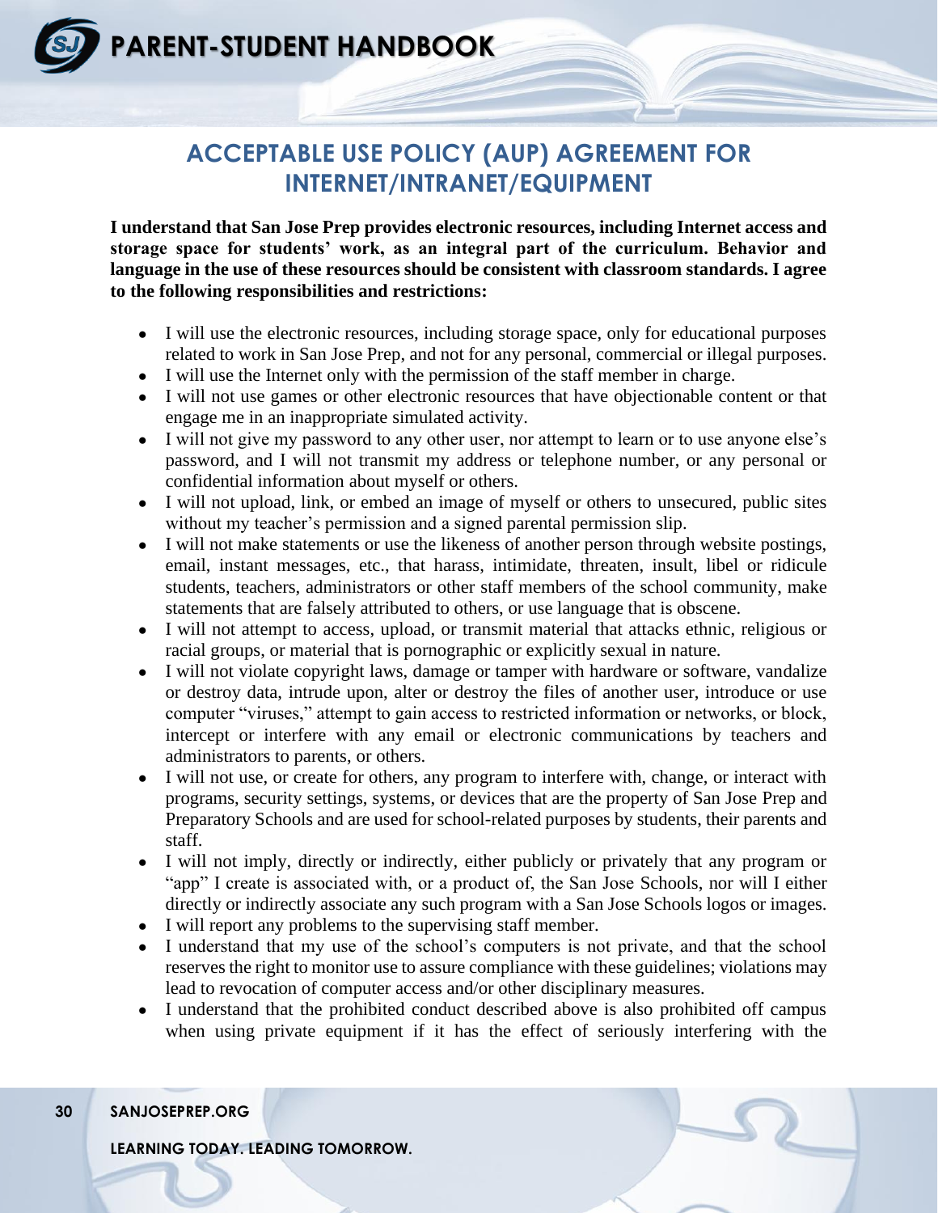## ACCEPTABLE USE POLICY (AUP) AGREEMENT FOR INTERNET/INTRANET/EQUIPMENT

**I understand that San Jose Prep provides electronic resources, including Internet access and storage space for students' work, as an integral part of the curriculum. Behavior and language in the use of these resources should be consistent with classroom standards. I agree to the following responsibilities and restrictions:**

- I will use the electronic resources, including storage space, only for educational purposes related to work in San Jose Prep, and not for any personal, commercial or illegal purposes.
- I will use the Internet only with the permission of the staff member in charge.
- I will not use games or other electronic resources that have objectionable content or that engage me in an inappropriate simulated activity.
- I will not give my password to any other user, nor attempt to learn or to use anyone else's password, and I will not transmit my address or telephone number, or any personal or confidential information about myself or others.
- I will not upload, link, or embed an image of myself or others to unsecured, public sites without my teacher's permission and a signed parental permission slip.
- I will not make statements or use the likeness of another person through website postings, email, instant messages, etc., that harass, intimidate, threaten, insult, libel or ridicule students, teachers, administrators or other staff members of the school community, make statements that are falsely attributed to others, or use language that is obscene.
- I will not attempt to access, upload, or transmit material that attacks ethnic, religious or racial groups, or material that is pornographic or explicitly sexual in nature.
- I will not violate copyright laws, damage or tamper with hardware or software, vandalize or destroy data, intrude upon, alter or destroy the files of another user, introduce or use computer "viruses," attempt to gain access to restricted information or networks, or block, intercept or interfere with any email or electronic communications by teachers and administrators to parents, or others.
- I will not use, or create for others, any program to interfere with, change, or interact with programs, security settings, systems, or devices that are the property of San Jose Prep and Preparatory Schools and are used for school-related purposes by students, their parents and staff.
- I will not imply, directly or indirectly, either publicly or privately that any program or "app" I create is associated with, or a product of, the San Jose Schools, nor will I either directly or indirectly associate any such program with a San Jose Schools logos or images.
- I will report any problems to the supervising staff member.
- I understand that my use of the school's computers is not private, and that the school reserves the right to monitor use to assure compliance with these guidelines; violations may lead to revocation of computer access and/or other disciplinary measures.
- I understand that the prohibited conduct described above is also prohibited off campus when using private equipment if it has the effect of seriously interfering with the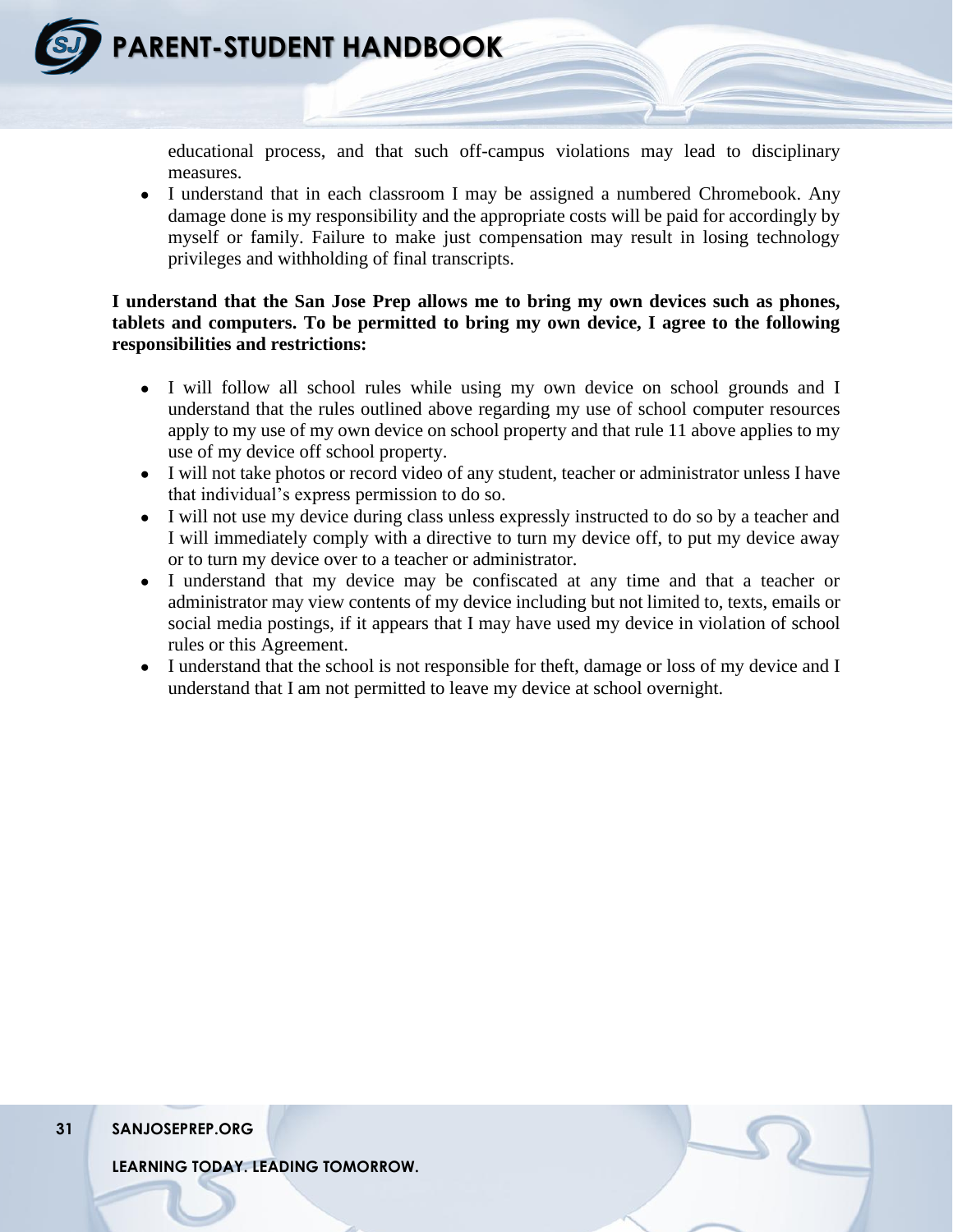educational process, and that such off-campus violations may lead to disciplinary measures.

- I understand that in each classroom I may be assigned a numbered Chromebook. Any damage done is my responsibility and the appropriate costs will be paid for accordingly by myself or family. Failure to make just compensation may result in losing technology privileges and withholding of final transcripts.

**I understand that the San Jose Prep allows me to bring my own devices such as phones, tablets and computers. To be permitted to bring my own device, I agree to the following responsibilities and restrictions:**

- I will follow all school rules while using my own device on school grounds and I understand that the rules outlined above regarding my use of school computer resources apply to my use of my own device on school property and that rule 11 above applies to my use of my device off school property.
- I will not take photos or record video of any student, teacher or administrator unless I have that individual's express permission to do so.
- I will not use my device during class unless expressly instructed to do so by a teacher and I will immediately comply with a directive to turn my device off, to put my device away or to turn my device over to a teacher or administrator.
- I understand that my device may be confiscated at any time and that a teacher or administrator may view contents of my device including but not limited to, texts, emails or social media postings, if it appears that I may have used my device in violation of school rules or this Agreement.
- I understand that the school is not responsible for theft, damage or loss of my device and I understand that I am not permitted to leave my device at school overnight.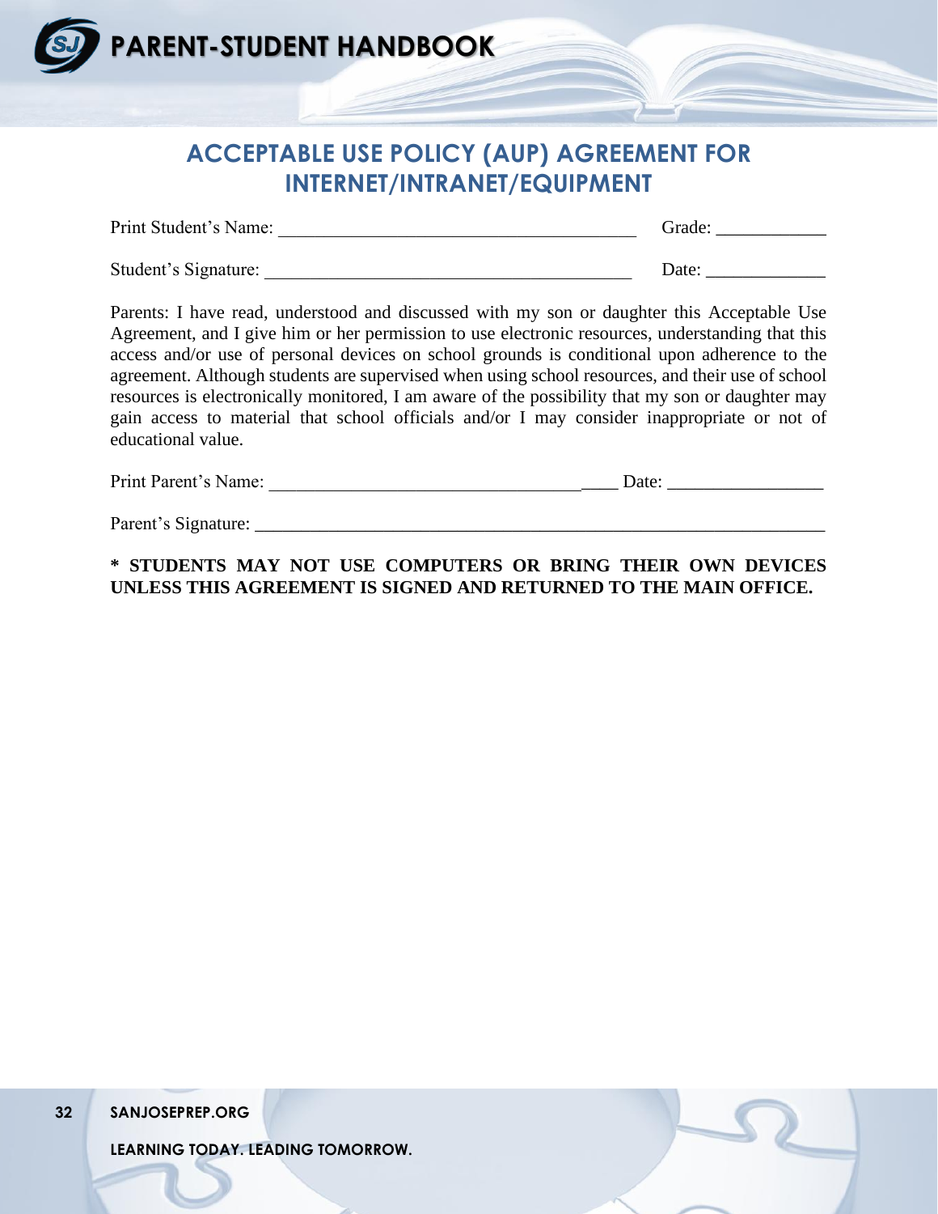# ACCEPTABLE USE POLICY (AUP) AGREEMENT FOR INTERNET/INTRANET/EQUIPMENT

Print Student's Name: ________________________________________ Grade: ____________

Student's Signature: __________________________________________ Date: _____________

Parents: I have read, understood and discussed with my son or daughter this Acceptable Use Agreement, and I give him or her permission to use electronic resources, understanding that this access and/or use of personal devices on school grounds is conditional upon adherence to the agreement. Although students are supervised when using school resources, and their use of school resources is electronically monitored, I am aware of the possibility that my son or daughter may gain access to material that school officials and/or I may consider inappropriate or not of educational value.

Print Parent's Name: ________________________________________ Date: _________________

Parent's Signature: _________________________________________________________________

**\* STUDENTS MAY NOT USE COMPUTERS OR BRING THEIR OWN DEVICES UNLESS THIS AGREEMENT IS SIGNED AND RETURNED TO THE MAIN OFFICE.**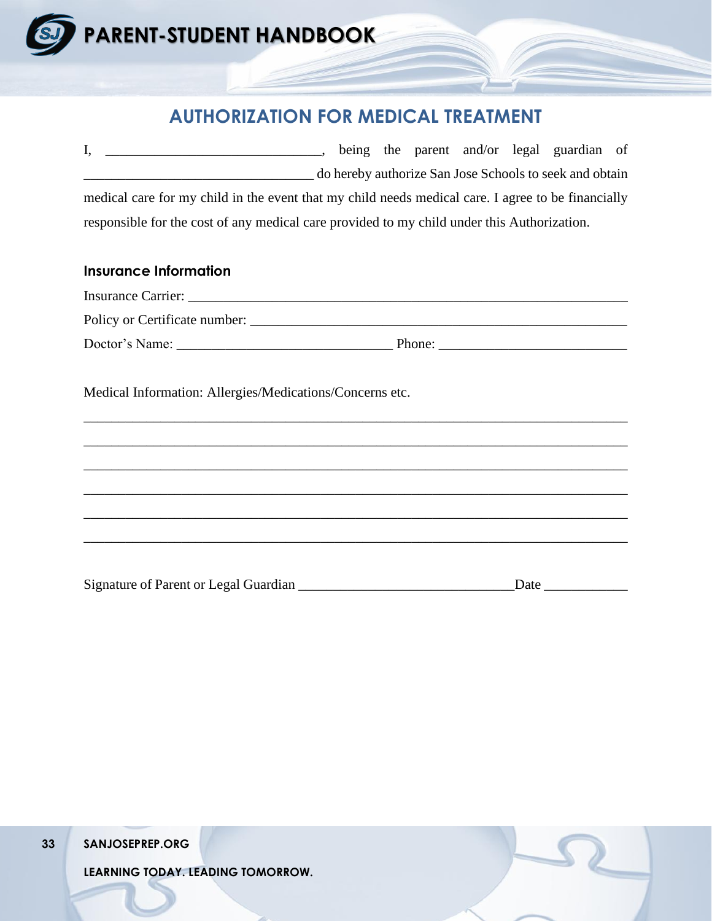## AUTHORIZATION FOR MEDICAL TREATMENT

I, _______________________________, being the parent and/or legal guardian of _________________________________ do hereby authorize San Jose Schools to seek and obtain medical care for my child in the event that my child needs medical care. I agree to be financially responsible for the cost of any medical care provided to my child under this Authorization.

### Insurance Information

Insurance Carrier: _________________________________________________________________

Policy or Certificate number: ________________________________________________________

Doctor's Name: _______________________________ Phone: ___________________________

Medical Information: Allergies/Medications/Concerns etc.

_______________________________________________________________________________

_______________________________________________________________________________

_______________________________________________________________________________

_______________________________________________________________________________

_______________________________________________________________________________

_______________________________________________________________________________

Signature of Parent or Legal Guardian _______________________________Date ____________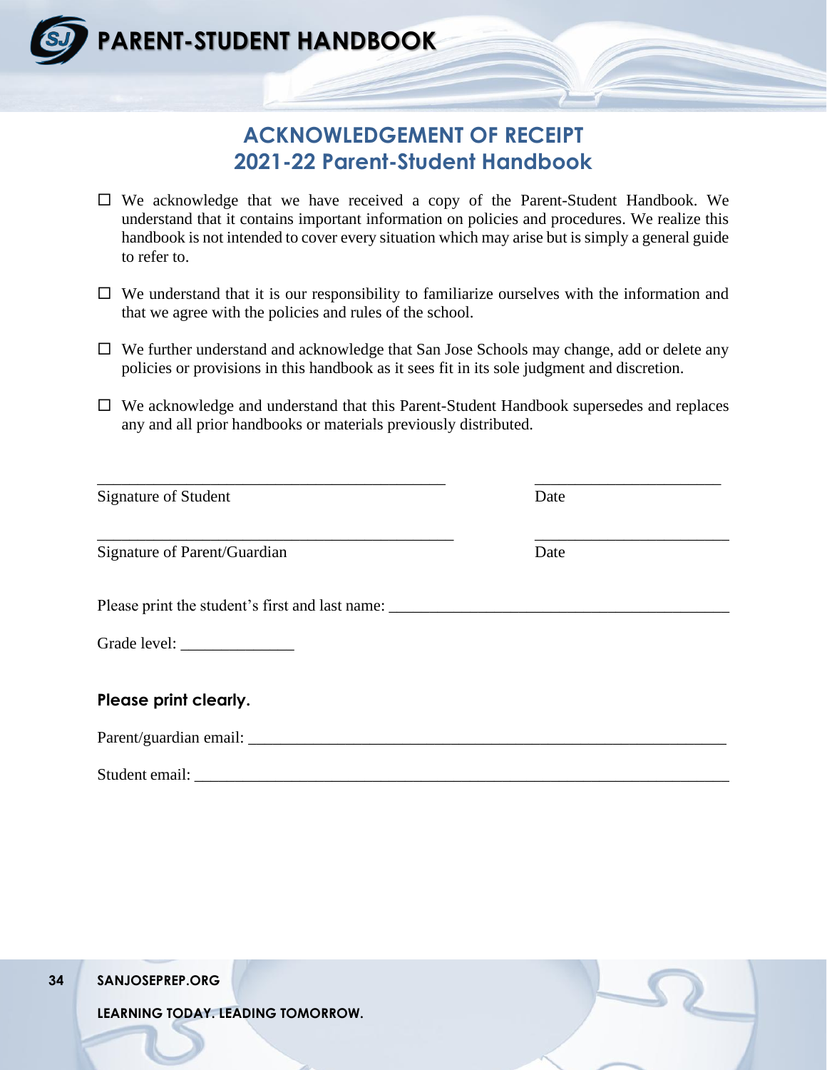# ACKNOWLEDGEMENT OF RECEIPT
# 2021-22 Parent-Student Handbook

- ☐ We acknowledge that we have received a copy of the Parent-Student Handbook. We understand that it contains important information on policies and procedures. We realize this handbook is not intended to cover every situation which may arise but is simply a general guide to refer to.

- ☐ We understand that it is our responsibility to familiarize ourselves with the information and that we agree with the policies and rules of the school.

- ☐ We further understand and acknowledge that San Jose Schools may change, add or delete any policies or provisions in this handbook as it sees fit in its sole judgment and discretion.

- ☐ We acknowledge and understand that this Parent-Student Handbook supersedes and replaces any and all prior handbooks or materials previously distributed.

_____________________________________________ _______________________

Signature of Student Date

_____________________________________________ _______________________

Signature of Parent/Guardian Date

Please print the student's first and last name: ________________________________________

Grade level: ______________

**Please print clearly.**

Parent/guardian email: ___________________________________________________________

Student email: _________________________________________________________________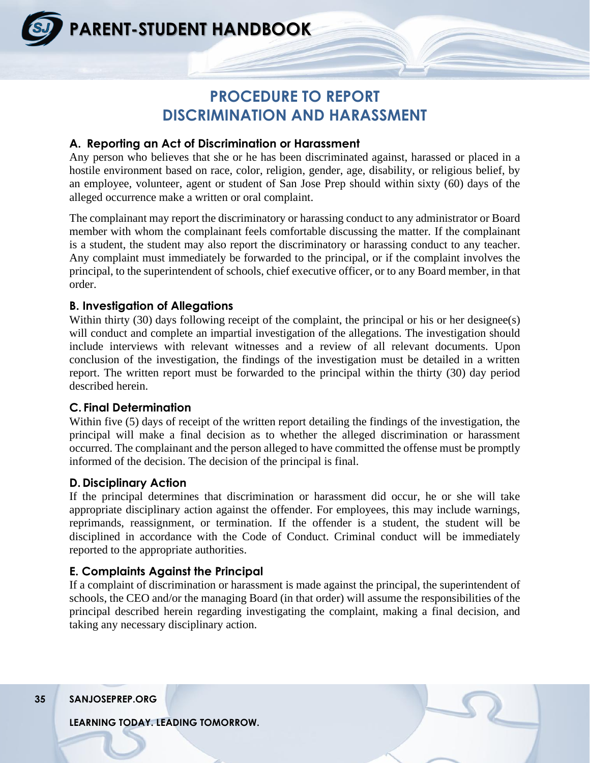# PROCEDURE TO REPORT DISCRIMINATION AND HARASSMENT

### A. Reporting an Act of Discrimination or Harassment

Any person who believes that she or he has been discriminated against, harassed or placed in a hostile environment based on race, color, religion, gender, age, disability, or religious belief, by an employee, volunteer, agent or student of San Jose Prep should within sixty (60) days of the alleged occurrence make a written or oral complaint.

The complainant may report the discriminatory or harassing conduct to any administrator or Board member with whom the complainant feels comfortable discussing the matter. If the complainant is a student, the student may also report the discriminatory or harassing conduct to any teacher. Any complaint must immediately be forwarded to the principal, or if the complaint involves the principal, to the superintendent of schools, chief executive officer, or to any Board member, in that order.

### B. Investigation of Allegations

Within thirty (30) days following receipt of the complaint, the principal or his or her designee(s) will conduct and complete an impartial investigation of the allegations. The investigation should include interviews with relevant witnesses and a review of all relevant documents. Upon conclusion of the investigation, the findings of the investigation must be detailed in a written report. The written report must be forwarded to the principal within the thirty (30) day period described herein.

### C. Final Determination

Within five (5) days of receipt of the written report detailing the findings of the investigation, the principal will make a final decision as to whether the alleged discrimination or harassment occurred. The complainant and the person alleged to have committed the offense must be promptly informed of the decision. The decision of the principal is final.

### D. Disciplinary Action

If the principal determines that discrimination or harassment did occur, he or she will take appropriate disciplinary action against the offender. For employees, this may include warnings, reprimands, reassignment, or termination. If the offender is a student, the student will be disciplined in accordance with the Code of Conduct. Criminal conduct will be immediately reported to the appropriate authorities.

### E. Complaints Against the Principal

If a complaint of discrimination or harassment is made against the principal, the superintendent of schools, the CEO and/or the managing Board (in that order) will assume the responsibilities of the principal described herein regarding investigating the complaint, making a final decision, and taking any necessary disciplinary action.